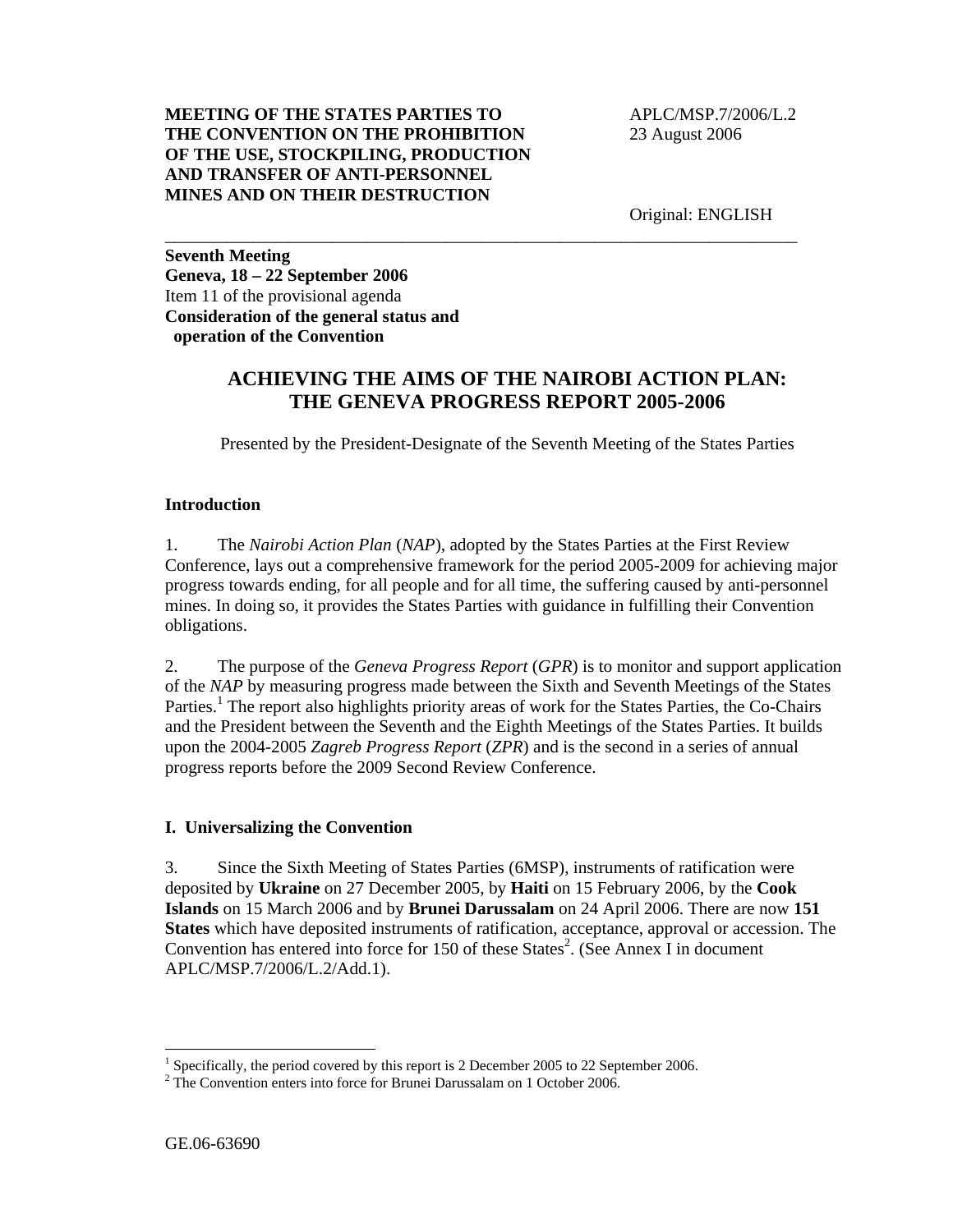**MEETING OF THE STATES PARTIES TO THE CONVENTION ON THE PROHIBITION OF THE USE, STOCKPILING, PRODUCTION AND TRANSFER OF ANTI-PERSONNEL MINES AND ON THEIR DESTRUCTION**

APLC/MSP.7/2006/L.2
23 August 2006

Original: ENGLISH

**Seventh Meeting**
**Geneva, 18 – 22 September 2006**
Item 11 of the provisional agenda
**Consideration of the general status and operation of the Convention**

# ACHIEVING THE AIMS OF THE NAIROBI ACTION PLAN: THE GENEVA PROGRESS REPORT 2005-2006

Presented by the President-Designate of the Seventh Meeting of the States Parties

## Introduction

1. The *Nairobi Action Plan* (*NAP*), adopted by the States Parties at the First Review Conference, lays out a comprehensive framework for the period 2005-2009 for achieving major progress towards ending, for all people and for all time, the suffering caused by anti-personnel mines. In doing so, it provides the States Parties with guidance in fulfilling their Convention obligations.

2. The purpose of the *Geneva Progress Report* (*GPR*) is to monitor and support application of the *NAP* by measuring progress made between the Sixth and Seventh Meetings of the States Parties.[1] The report also highlights priority areas of work for the States Parties, the Co-Chairs and the President between the Seventh and the Eighth Meetings of the States Parties. It builds upon the 2004-2005 *Zagreb Progress Report* (*ZPR*) and is the second in a series of annual progress reports before the 2009 Second Review Conference.

## I. Universalizing the Convention

3. Since the Sixth Meeting of States Parties (6MSP), instruments of ratification were deposited by **Ukraine** on 27 December 2005, by **Haiti** on 15 February 2006, by the **Cook Islands** on 15 March 2006 and by **Brunei Darussalam** on 24 April 2006. There are now **151 States** which have deposited instruments of ratification, acceptance, approval or accession. The Convention has entered into force for 150 of these States[2]. (See Annex I in document APLC/MSP.7/2006/L.2/Add.1).

[1] Specifically, the period covered by this report is 2 December 2005 to 22 September 2006.

[2] The Convention enters into force for Brunei Darussalam on 1 October 2006.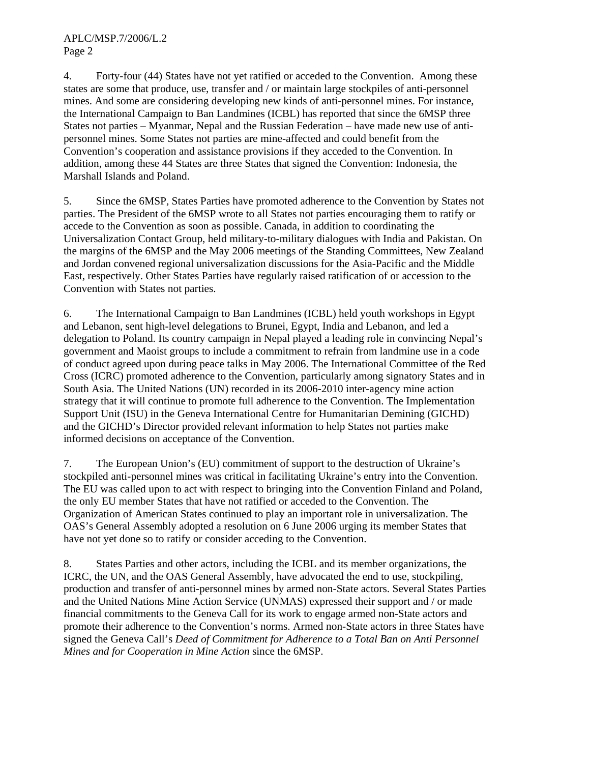4. Forty-four (44) States have not yet ratified or acceded to the Convention. Among these states are some that produce, use, transfer and / or maintain large stockpiles of anti-personnel mines. And some are considering developing new kinds of anti-personnel mines. For instance, the International Campaign to Ban Landmines (ICBL) has reported that since the 6MSP three States not parties – Myanmar, Nepal and the Russian Federation – have made new use of anti-personnel mines. Some States not parties are mine-affected and could benefit from the Convention's cooperation and assistance provisions if they acceded to the Convention. In addition, among these 44 States are three States that signed the Convention: Indonesia, the Marshall Islands and Poland.

5. Since the 6MSP, States Parties have promoted adherence to the Convention by States not parties. The President of the 6MSP wrote to all States not parties encouraging them to ratify or accede to the Convention as soon as possible. Canada, in addition to coordinating the Universalization Contact Group, held military-to-military dialogues with India and Pakistan. On the margins of the 6MSP and the May 2006 meetings of the Standing Committees, New Zealand and Jordan convened regional universalization discussions for the Asia-Pacific and the Middle East, respectively. Other States Parties have regularly raised ratification of or accession to the Convention with States not parties.

6. The International Campaign to Ban Landmines (ICBL) held youth workshops in Egypt and Lebanon, sent high-level delegations to Brunei, Egypt, India and Lebanon, and led a delegation to Poland. Its country campaign in Nepal played a leading role in convincing Nepal's government and Maoist groups to include a commitment to refrain from landmine use in a code of conduct agreed upon during peace talks in May 2006. The International Committee of the Red Cross (ICRC) promoted adherence to the Convention, particularly among signatory States and in South Asia. The United Nations (UN) recorded in its 2006-2010 inter-agency mine action strategy that it will continue to promote full adherence to the Convention. The Implementation Support Unit (ISU) in the Geneva International Centre for Humanitarian Demining (GICHD) and the GICHD's Director provided relevant information to help States not parties make informed decisions on acceptance of the Convention.

7. The European Union's (EU) commitment of support to the destruction of Ukraine's stockpiled anti-personnel mines was critical in facilitating Ukraine's entry into the Convention. The EU was called upon to act with respect to bringing into the Convention Finland and Poland, the only EU member States that have not ratified or acceded to the Convention. The Organization of American States continued to play an important role in universalization. The OAS's General Assembly adopted a resolution on 6 June 2006 urging its member States that have not yet done so to ratify or consider acceding to the Convention.

8. States Parties and other actors, including the ICBL and its member organizations, the ICRC, the UN, and the OAS General Assembly, have advocated the end to use, stockpiling, production and transfer of anti-personnel mines by armed non-State actors. Several States Parties and the United Nations Mine Action Service (UNMAS) expressed their support and / or made financial commitments to the Geneva Call for its work to engage armed non-State actors and promote their adherence to the Convention's norms. Armed non-State actors in three States have signed the Geneva Call's *Deed of Commitment for Adherence to a Total Ban on Anti Personnel Mines and for Cooperation in Mine Action* since the 6MSP.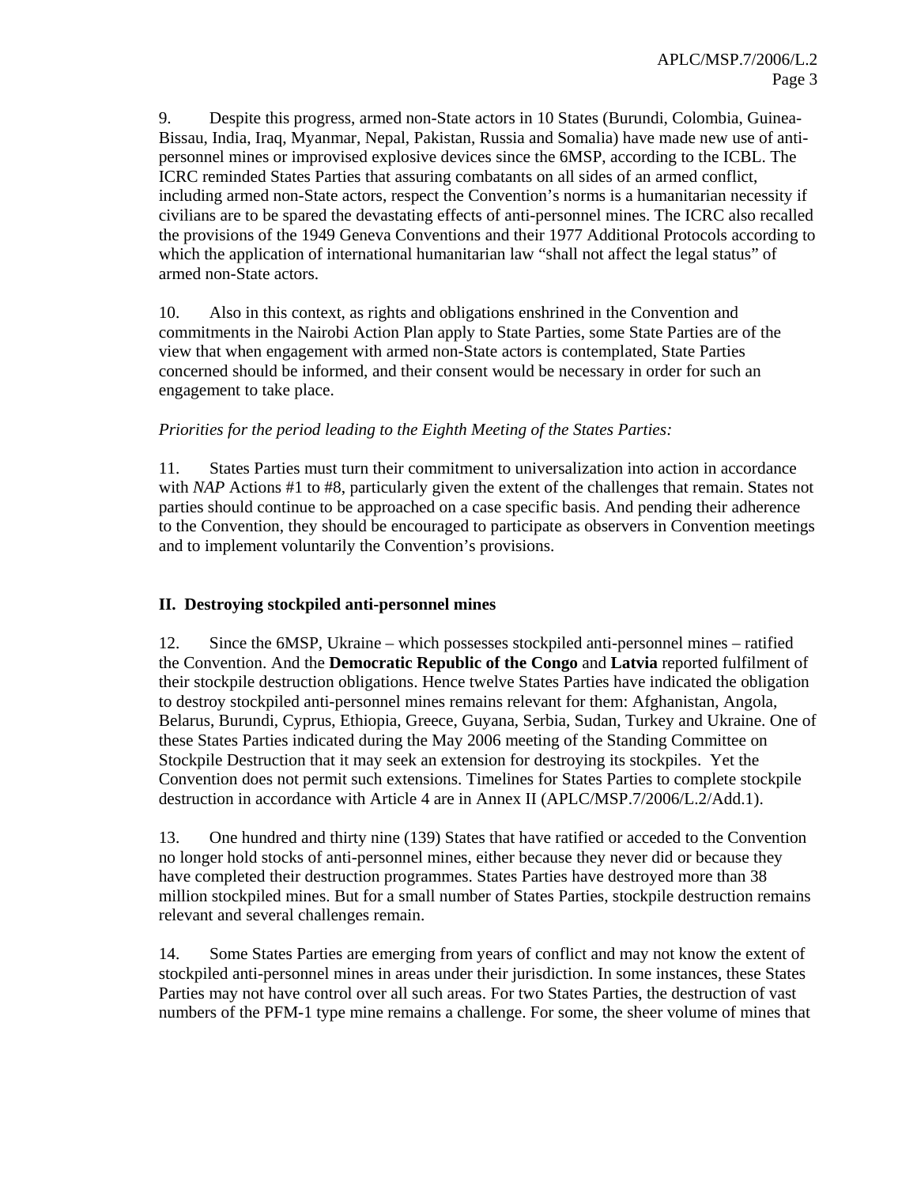9. Despite this progress, armed non-State actors in 10 States (Burundi, Colombia, Guinea-Bissau, India, Iraq, Myanmar, Nepal, Pakistan, Russia and Somalia) have made new use of anti-personnel mines or improvised explosive devices since the 6MSP, according to the ICBL. The ICRC reminded States Parties that assuring combatants on all sides of an armed conflict, including armed non-State actors, respect the Convention's norms is a humanitarian necessity if civilians are to be spared the devastating effects of anti-personnel mines. The ICRC also recalled the provisions of the 1949 Geneva Conventions and their 1977 Additional Protocols according to which the application of international humanitarian law "shall not affect the legal status" of armed non-State actors.

10. Also in this context, as rights and obligations enshrined in the Convention and commitments in the Nairobi Action Plan apply to State Parties, some State Parties are of the view that when engagement with armed non-State actors is contemplated, State Parties concerned should be informed, and their consent would be necessary in order for such an engagement to take place.

*Priorities for the period leading to the Eighth Meeting of the States Parties:*

11. States Parties must turn their commitment to universalization into action in accordance with *NAP* Actions #1 to #8, particularly given the extent of the challenges that remain. States not parties should continue to be approached on a case specific basis. And pending their adherence to the Convention, they should be encouraged to participate as observers in Convention meetings and to implement voluntarily the Convention's provisions.

## II. Destroying stockpiled anti-personnel mines

12. Since the 6MSP, Ukraine – which possesses stockpiled anti-personnel mines – ratified the Convention. And the **Democratic Republic of the Congo** and **Latvia** reported fulfilment of their stockpile destruction obligations. Hence twelve States Parties have indicated the obligation to destroy stockpiled anti-personnel mines remains relevant for them: Afghanistan, Angola, Belarus, Burundi, Cyprus, Ethiopia, Greece, Guyana, Serbia, Sudan, Turkey and Ukraine. One of these States Parties indicated during the May 2006 meeting of the Standing Committee on Stockpile Destruction that it may seek an extension for destroying its stockpiles. Yet the Convention does not permit such extensions. Timelines for States Parties to complete stockpile destruction in accordance with Article 4 are in Annex II (APLC/MSP.7/2006/L.2/Add.1).

13. One hundred and thirty nine (139) States that have ratified or acceded to the Convention no longer hold stocks of anti-personnel mines, either because they never did or because they have completed their destruction programmes. States Parties have destroyed more than 38 million stockpiled mines. But for a small number of States Parties, stockpile destruction remains relevant and several challenges remain.

14. Some States Parties are emerging from years of conflict and may not know the extent of stockpiled anti-personnel mines in areas under their jurisdiction. In some instances, these States Parties may not have control over all such areas. For two States Parties, the destruction of vast numbers of the PFM-1 type mine remains a challenge. For some, the sheer volume of mines that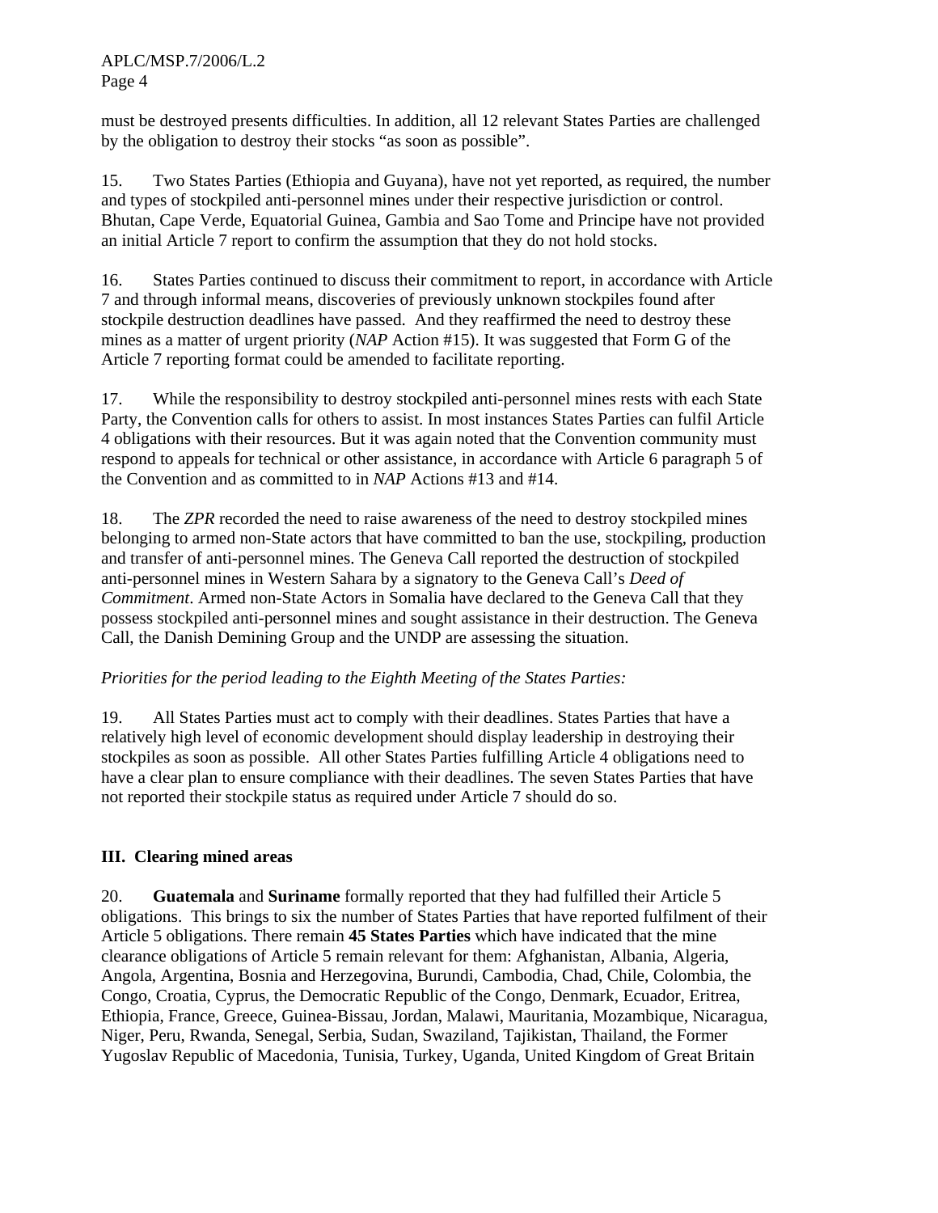must be destroyed presents difficulties. In addition, all 12 relevant States Parties are challenged by the obligation to destroy their stocks "as soon as possible".

15. Two States Parties (Ethiopia and Guyana), have not yet reported, as required, the number and types of stockpiled anti-personnel mines under their respective jurisdiction or control. Bhutan, Cape Verde, Equatorial Guinea, Gambia and Sao Tome and Principe have not provided an initial Article 7 report to confirm the assumption that they do not hold stocks.

16. States Parties continued to discuss their commitment to report, in accordance with Article 7 and through informal means, discoveries of previously unknown stockpiles found after stockpile destruction deadlines have passed. And they reaffirmed the need to destroy these mines as a matter of urgent priority (*NAP* Action #15). It was suggested that Form G of the Article 7 reporting format could be amended to facilitate reporting.

17. While the responsibility to destroy stockpiled anti-personnel mines rests with each State Party, the Convention calls for others to assist. In most instances States Parties can fulfil Article 4 obligations with their resources. But it was again noted that the Convention community must respond to appeals for technical or other assistance, in accordance with Article 6 paragraph 5 of the Convention and as committed to in *NAP* Actions #13 and #14.

18. The *ZPR* recorded the need to raise awareness of the need to destroy stockpiled mines belonging to armed non-State actors that have committed to ban the use, stockpiling, production and transfer of anti-personnel mines. The Geneva Call reported the destruction of stockpiled anti-personnel mines in Western Sahara by a signatory to the Geneva Call's *Deed of Commitment*. Armed non-State Actors in Somalia have declared to the Geneva Call that they possess stockpiled anti-personnel mines and sought assistance in their destruction. The Geneva Call, the Danish Demining Group and the UNDP are assessing the situation.

*Priorities for the period leading to the Eighth Meeting of the States Parties:*

19. All States Parties must act to comply with their deadlines. States Parties that have a relatively high level of economic development should display leadership in destroying their stockpiles as soon as possible. All other States Parties fulfilling Article 4 obligations need to have a clear plan to ensure compliance with their deadlines. The seven States Parties that have not reported their stockpile status as required under Article 7 should do so.

## III. Clearing mined areas

20. **Guatemala** and **Suriname** formally reported that they had fulfilled their Article 5 obligations. This brings to six the number of States Parties that have reported fulfilment of their Article 5 obligations. There remain **45 States Parties** which have indicated that the mine clearance obligations of Article 5 remain relevant for them: Afghanistan, Albania, Algeria, Angola, Argentina, Bosnia and Herzegovina, Burundi, Cambodia, Chad, Chile, Colombia, the Congo, Croatia, Cyprus, the Democratic Republic of the Congo, Denmark, Ecuador, Eritrea, Ethiopia, France, Greece, Guinea-Bissau, Jordan, Malawi, Mauritania, Mozambique, Nicaragua, Niger, Peru, Rwanda, Senegal, Serbia, Sudan, Swaziland, Tajikistan, Thailand, the Former Yugoslav Republic of Macedonia, Tunisia, Turkey, Uganda, United Kingdom of Great Britain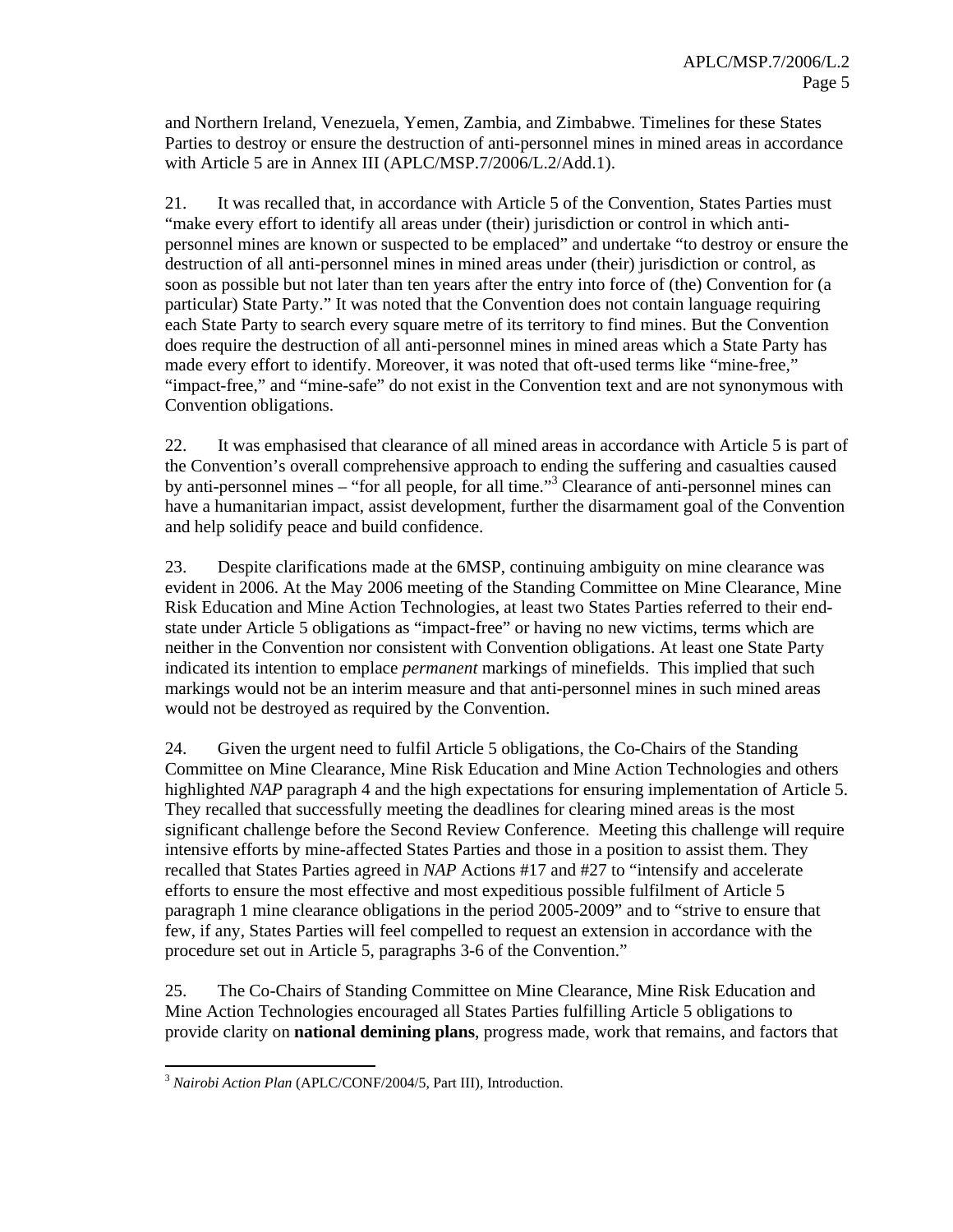and Northern Ireland, Venezuela, Yemen, Zambia, and Zimbabwe. Timelines for these States Parties to destroy or ensure the destruction of anti-personnel mines in mined areas in accordance with Article 5 are in Annex III (APLC/MSP.7/2006/L.2/Add.1).

21. It was recalled that, in accordance with Article 5 of the Convention, States Parties must "make every effort to identify all areas under (their) jurisdiction or control in which anti-personnel mines are known or suspected to be emplaced" and undertake "to destroy or ensure the destruction of all anti-personnel mines in mined areas under (their) jurisdiction or control, as soon as possible but not later than ten years after the entry into force of (the) Convention for (a particular) State Party." It was noted that the Convention does not contain language requiring each State Party to search every square metre of its territory to find mines. But the Convention does require the destruction of all anti-personnel mines in mined areas which a State Party has made every effort to identify. Moreover, it was noted that oft-used terms like "mine-free," "impact-free," and "mine-safe" do not exist in the Convention text and are not synonymous with Convention obligations.

22. It was emphasised that clearance of all mined areas in accordance with Article 5 is part of the Convention's overall comprehensive approach to ending the suffering and casualties caused by anti-personnel mines – "for all people, for all time."[3] Clearance of anti-personnel mines can have a humanitarian impact, assist development, further the disarmament goal of the Convention and help solidify peace and build confidence.

23. Despite clarifications made at the 6MSP, continuing ambiguity on mine clearance was evident in 2006. At the May 2006 meeting of the Standing Committee on Mine Clearance, Mine Risk Education and Mine Action Technologies, at least two States Parties referred to their end-state under Article 5 obligations as "impact-free" or having no new victims, terms which are neither in the Convention nor consistent with Convention obligations. At least one State Party indicated its intention to emplace *permanent* markings of minefields. This implied that such markings would not be an interim measure and that anti-personnel mines in such mined areas would not be destroyed as required by the Convention.

24. Given the urgent need to fulfil Article 5 obligations, the Co-Chairs of the Standing Committee on Mine Clearance, Mine Risk Education and Mine Action Technologies and others highlighted *NAP* paragraph 4 and the high expectations for ensuring implementation of Article 5. They recalled that successfully meeting the deadlines for clearing mined areas is the most significant challenge before the Second Review Conference. Meeting this challenge will require intensive efforts by mine-affected States Parties and those in a position to assist them. They recalled that States Parties agreed in *NAP* Actions #17 and #27 to "intensify and accelerate efforts to ensure the most effective and most expeditious possible fulfilment of Article 5 paragraph 1 mine clearance obligations in the period 2005-2009" and to "strive to ensure that few, if any, States Parties will feel compelled to request an extension in accordance with the procedure set out in Article 5, paragraphs 3-6 of the Convention."

25. The Co-Chairs of Standing Committee on Mine Clearance, Mine Risk Education and Mine Action Technologies encouraged all States Parties fulfilling Article 5 obligations to provide clarity on **national demining plans**, progress made, work that remains, and factors that

[3] *Nairobi Action Plan* (APLC/CONF/2004/5, Part III), Introduction.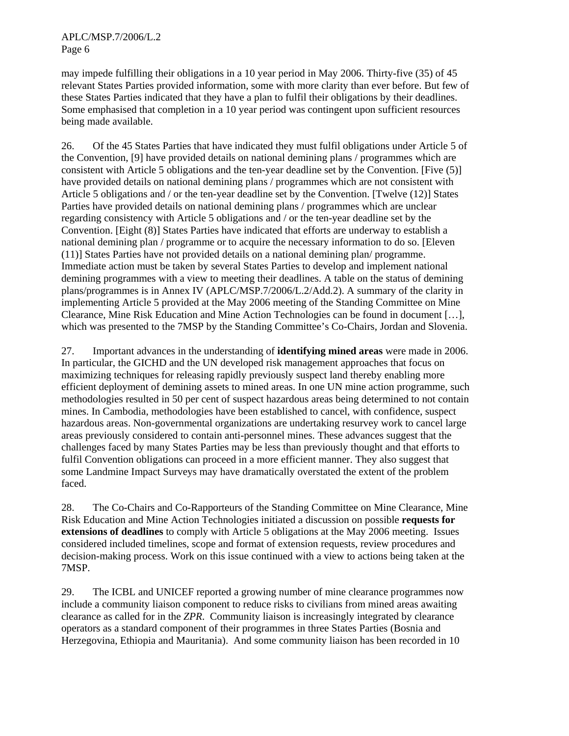may impede fulfilling their obligations in a 10 year period in May 2006. Thirty-five (35) of 45 relevant States Parties provided information, some with more clarity than ever before. But few of these States Parties indicated that they have a plan to fulfil their obligations by their deadlines. Some emphasised that completion in a 10 year period was contingent upon sufficient resources being made available.

26. Of the 45 States Parties that have indicated they must fulfil obligations under Article 5 of the Convention, [9] have provided details on national demining plans / programmes which are consistent with Article 5 obligations and the ten-year deadline set by the Convention. [Five (5)] have provided details on national demining plans / programmes which are not consistent with Article 5 obligations and / or the ten-year deadline set by the Convention. [Twelve (12)] States Parties have provided details on national demining plans / programmes which are unclear regarding consistency with Article 5 obligations and / or the ten-year deadline set by the Convention. [Eight (8)] States Parties have indicated that efforts are underway to establish a national demining plan / programme or to acquire the necessary information to do so. [Eleven (11)] States Parties have not provided details on a national demining plan/ programme. Immediate action must be taken by several States Parties to develop and implement national demining programmes with a view to meeting their deadlines. A table on the status of demining plans/programmes is in Annex IV (APLC/MSP.7/2006/L.2/Add.2). A summary of the clarity in implementing Article 5 provided at the May 2006 meeting of the Standing Committee on Mine Clearance, Mine Risk Education and Mine Action Technologies can be found in document […], which was presented to the 7MSP by the Standing Committee's Co-Chairs, Jordan and Slovenia.

27. Important advances in the understanding of **identifying mined areas** were made in 2006. In particular, the GICHD and the UN developed risk management approaches that focus on maximizing techniques for releasing rapidly previously suspect land thereby enabling more efficient deployment of demining assets to mined areas. In one UN mine action programme, such methodologies resulted in 50 per cent of suspect hazardous areas being determined to not contain mines. In Cambodia, methodologies have been established to cancel, with confidence, suspect hazardous areas. Non-governmental organizations are undertaking resurvey work to cancel large areas previously considered to contain anti-personnel mines. These advances suggest that the challenges faced by many States Parties may be less than previously thought and that efforts to fulfil Convention obligations can proceed in a more efficient manner. They also suggest that some Landmine Impact Surveys may have dramatically overstated the extent of the problem faced.

28. The Co-Chairs and Co-Rapporteurs of the Standing Committee on Mine Clearance, Mine Risk Education and Mine Action Technologies initiated a discussion on possible **requests for extensions of deadlines** to comply with Article 5 obligations at the May 2006 meeting. Issues considered included timelines, scope and format of extension requests, review procedures and decision-making process. Work on this issue continued with a view to actions being taken at the 7MSP.

29. The ICBL and UNICEF reported a growing number of mine clearance programmes now include a community liaison component to reduce risks to civilians from mined areas awaiting clearance as called for in the *ZPR*. Community liaison is increasingly integrated by clearance operators as a standard component of their programmes in three States Parties (Bosnia and Herzegovina, Ethiopia and Mauritania). And some community liaison has been recorded in 10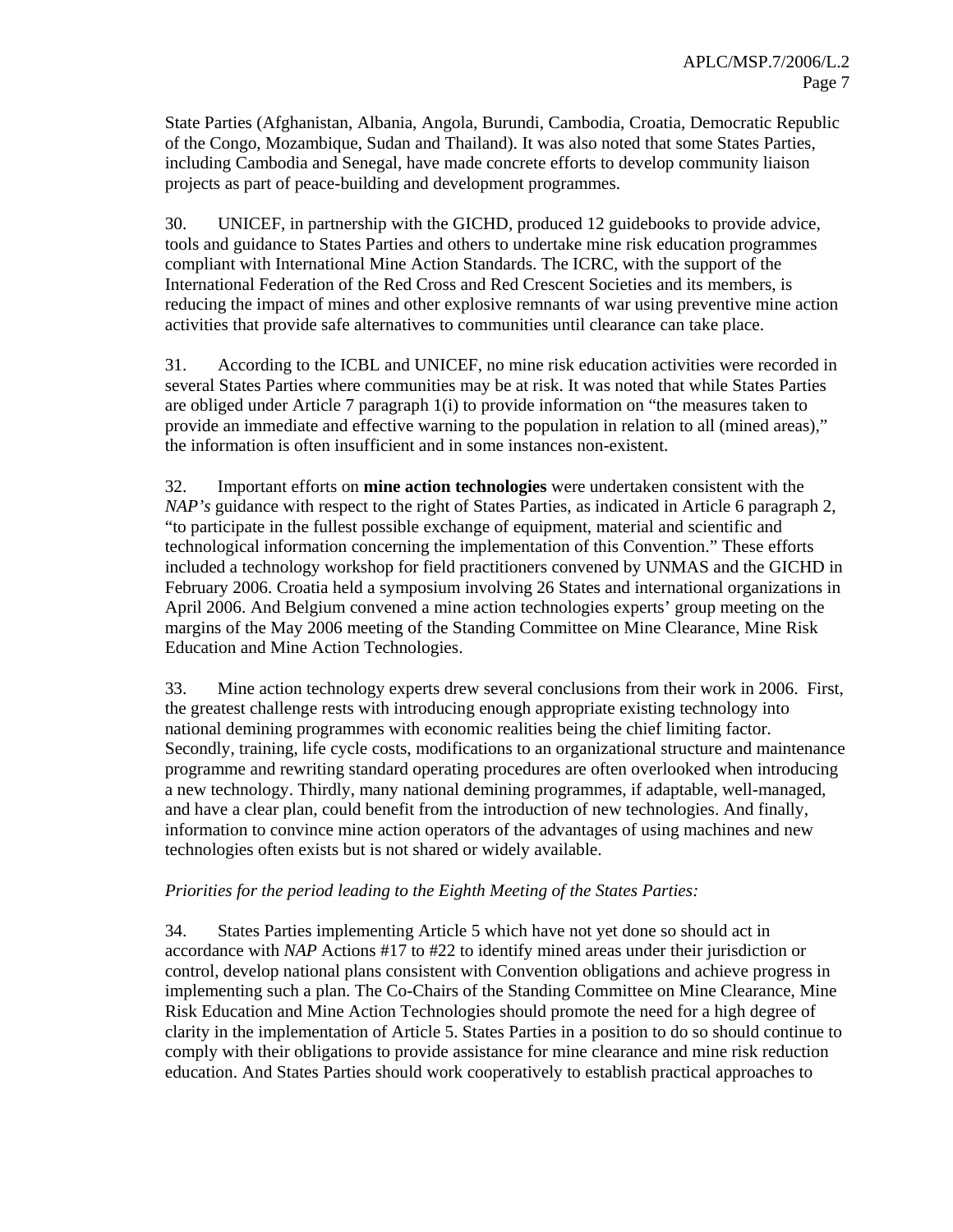State Parties (Afghanistan, Albania, Angola, Burundi, Cambodia, Croatia, Democratic Republic of the Congo, Mozambique, Sudan and Thailand). It was also noted that some States Parties, including Cambodia and Senegal, have made concrete efforts to develop community liaison projects as part of peace-building and development programmes.

30. UNICEF, in partnership with the GICHD, produced 12 guidebooks to provide advice, tools and guidance to States Parties and others to undertake mine risk education programmes compliant with International Mine Action Standards. The ICRC, with the support of the International Federation of the Red Cross and Red Crescent Societies and its members, is reducing the impact of mines and other explosive remnants of war using preventive mine action activities that provide safe alternatives to communities until clearance can take place.

31. According to the ICBL and UNICEF, no mine risk education activities were recorded in several States Parties where communities may be at risk. It was noted that while States Parties are obliged under Article 7 paragraph 1(i) to provide information on "the measures taken to provide an immediate and effective warning to the population in relation to all (mined areas)," the information is often insufficient and in some instances non-existent.

32. Important efforts on **mine action technologies** were undertaken consistent with the *NAP's* guidance with respect to the right of States Parties, as indicated in Article 6 paragraph 2, "to participate in the fullest possible exchange of equipment, material and scientific and technological information concerning the implementation of this Convention." These efforts included a technology workshop for field practitioners convened by UNMAS and the GICHD in February 2006. Croatia held a symposium involving 26 States and international organizations in April 2006. And Belgium convened a mine action technologies experts' group meeting on the margins of the May 2006 meeting of the Standing Committee on Mine Clearance, Mine Risk Education and Mine Action Technologies.

33. Mine action technology experts drew several conclusions from their work in 2006. First, the greatest challenge rests with introducing enough appropriate existing technology into national demining programmes with economic realities being the chief limiting factor. Secondly, training, life cycle costs, modifications to an organizational structure and maintenance programme and rewriting standard operating procedures are often overlooked when introducing a new technology. Thirdly, many national demining programmes, if adaptable, well-managed, and have a clear plan, could benefit from the introduction of new technologies. And finally, information to convince mine action operators of the advantages of using machines and new technologies often exists but is not shared or widely available.

*Priorities for the period leading to the Eighth Meeting of the States Parties:*

34. States Parties implementing Article 5 which have not yet done so should act in accordance with *NAP* Actions #17 to #22 to identify mined areas under their jurisdiction or control, develop national plans consistent with Convention obligations and achieve progress in implementing such a plan. The Co-Chairs of the Standing Committee on Mine Clearance, Mine Risk Education and Mine Action Technologies should promote the need for a high degree of clarity in the implementation of Article 5. States Parties in a position to do so should continue to comply with their obligations to provide assistance for mine clearance and mine risk reduction education. And States Parties should work cooperatively to establish practical approaches to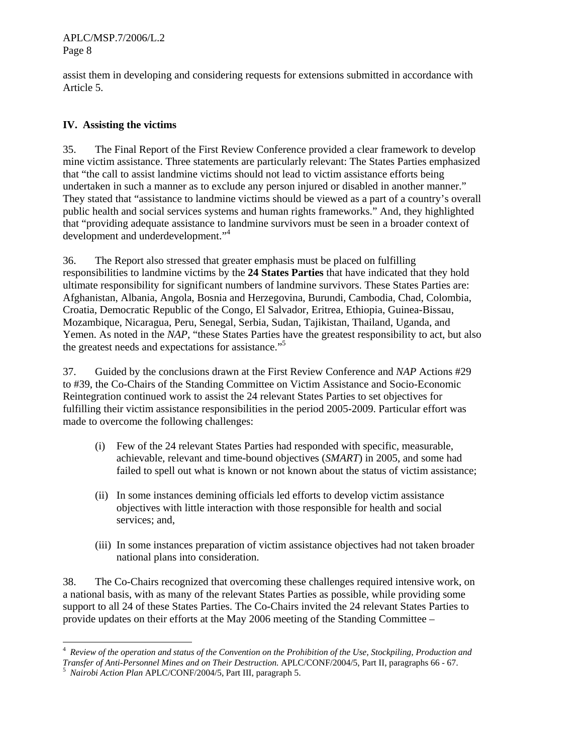assist them in developing and considering requests for extensions submitted in accordance with Article 5.

## IV. Assisting the victims

35. The Final Report of the First Review Conference provided a clear framework to develop mine victim assistance. Three statements are particularly relevant: The States Parties emphasized that "the call to assist landmine victims should not lead to victim assistance efforts being undertaken in such a manner as to exclude any person injured or disabled in another manner." They stated that "assistance to landmine victims should be viewed as a part of a country's overall public health and social services systems and human rights frameworks." And, they highlighted that "providing adequate assistance to landmine survivors must be seen in a broader context of development and underdevelopment."[4]

36. The Report also stressed that greater emphasis must be placed on fulfilling responsibilities to landmine victims by the **24 States Parties** that have indicated that they hold ultimate responsibility for significant numbers of landmine survivors. These States Parties are: Afghanistan, Albania, Angola, Bosnia and Herzegovina, Burundi, Cambodia, Chad, Colombia, Croatia, Democratic Republic of the Congo, El Salvador, Eritrea, Ethiopia, Guinea-Bissau, Mozambique, Nicaragua, Peru, Senegal, Serbia, Sudan, Tajikistan, Thailand, Uganda, and Yemen. As noted in the *NAP*, "these States Parties have the greatest responsibility to act, but also the greatest needs and expectations for assistance."[5]

37. Guided by the conclusions drawn at the First Review Conference and *NAP* Actions #29 to #39, the Co-Chairs of the Standing Committee on Victim Assistance and Socio-Economic Reintegration continued work to assist the 24 relevant States Parties to set objectives for fulfilling their victim assistance responsibilities in the period 2005-2009. Particular effort was made to overcome the following challenges:

(i) Few of the 24 relevant States Parties had responded with specific, measurable, achievable, relevant and time-bound objectives (*SMART*) in 2005, and some had failed to spell out what is known or not known about the status of victim assistance;

(ii) In some instances demining officials led efforts to develop victim assistance objectives with little interaction with those responsible for health and social services; and,

(iii) In some instances preparation of victim assistance objectives had not taken broader national plans into consideration.

38. The Co-Chairs recognized that overcoming these challenges required intensive work, on a national basis, with as many of the relevant States Parties as possible, while providing some support to all 24 of these States Parties. The Co-Chairs invited the 24 relevant States Parties to provide updates on their efforts at the May 2006 meeting of the Standing Committee –

---

[4] *Review of the operation and status of the Convention on the Prohibition of the Use, Stockpiling, Production and Transfer of Anti-Personnel Mines and on Their Destruction.* APLC/CONF/2004/5, Part II, paragraphs 66 - 67.

[5] *Nairobi Action Plan* APLC/CONF/2004/5, Part III, paragraph 5.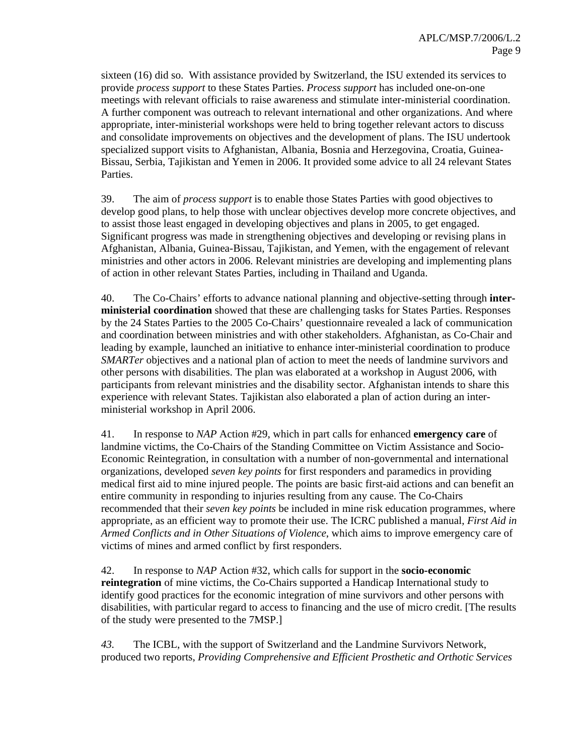sixteen (16) did so. With assistance provided by Switzerland, the ISU extended its services to provide *process support* to these States Parties. *Process support* has included one-on-one meetings with relevant officials to raise awareness and stimulate inter-ministerial coordination. A further component was outreach to relevant international and other organizations. And where appropriate, inter-ministerial workshops were held to bring together relevant actors to discuss and consolidate improvements on objectives and the development of plans. The ISU undertook specialized support visits to Afghanistan, Albania, Bosnia and Herzegovina, Croatia, Guinea-Bissau, Serbia, Tajikistan and Yemen in 2006. It provided some advice to all 24 relevant States Parties.

39. The aim of *process support* is to enable those States Parties with good objectives to develop good plans, to help those with unclear objectives develop more concrete objectives, and to assist those least engaged in developing objectives and plans in 2005, to get engaged. Significant progress was made in strengthening objectives and developing or revising plans in Afghanistan, Albania, Guinea-Bissau, Tajikistan, and Yemen, with the engagement of relevant ministries and other actors in 2006. Relevant ministries are developing and implementing plans of action in other relevant States Parties, including in Thailand and Uganda.

40. The Co-Chairs' efforts to advance national planning and objective-setting through **inter-ministerial coordination** showed that these are challenging tasks for States Parties. Responses by the 24 States Parties to the 2005 Co-Chairs' questionnaire revealed a lack of communication and coordination between ministries and with other stakeholders. Afghanistan, as Co-Chair and leading by example, launched an initiative to enhance inter-ministerial coordination to produce *SMARTer* objectives and a national plan of action to meet the needs of landmine survivors and other persons with disabilities. The plan was elaborated at a workshop in August 2006, with participants from relevant ministries and the disability sector. Afghanistan intends to share this experience with relevant States. Tajikistan also elaborated a plan of action during an inter-ministerial workshop in April 2006.

41. In response to *NAP* Action #29, which in part calls for enhanced **emergency care** of landmine victims, the Co-Chairs of the Standing Committee on Victim Assistance and Socio-Economic Reintegration, in consultation with a number of non-governmental and international organizations, developed *seven key points* for first responders and paramedics in providing medical first aid to mine injured people. The points are basic first-aid actions and can benefit an entire community in responding to injuries resulting from any cause. The Co-Chairs recommended that their *seven key points* be included in mine risk education programmes, where appropriate, as an efficient way to promote their use. The ICRC published a manual, *First Aid in Armed Conflicts and in Other Situations of Violence*, which aims to improve emergency care of victims of mines and armed conflict by first responders.

42. In response to *NAP* Action #32, which calls for support in the **socio-economic reintegration** of mine victims, the Co-Chairs supported a Handicap International study to identify good practices for the economic integration of mine survivors and other persons with disabilities, with particular regard to access to financing and the use of micro credit. [The results of the study were presented to the 7MSP.]

*43.* The ICBL, with the support of Switzerland and the Landmine Survivors Network, produced two reports, *Providing Comprehensive and Efficient Prosthetic and Orthotic Services*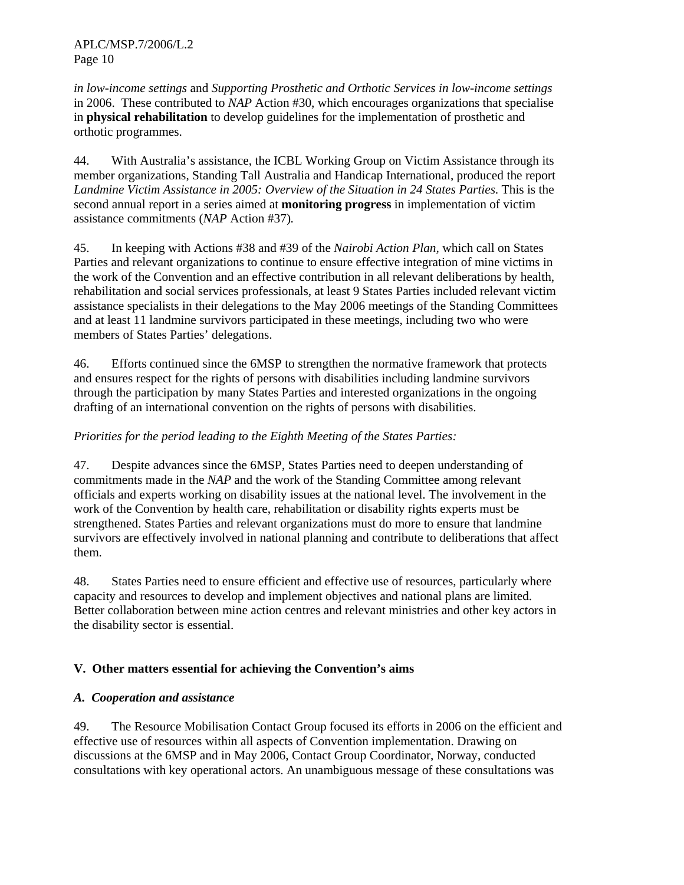*in low-income settings* and *Supporting Prosthetic and Orthotic Services in low-income settings* in 2006. These contributed to *NAP* Action #30, which encourages organizations that specialise in **physical rehabilitation** to develop guidelines for the implementation of prosthetic and orthotic programmes.

44. With Australia's assistance, the ICBL Working Group on Victim Assistance through its member organizations, Standing Tall Australia and Handicap International, produced the report *Landmine Victim Assistance in 2005: Overview of the Situation in 24 States Parties*. This is the second annual report in a series aimed at **monitoring progress** in implementation of victim assistance commitments (*NAP* Action #37).

45. In keeping with Actions #38 and #39 of the *Nairobi Action Plan*, which call on States Parties and relevant organizations to continue to ensure effective integration of mine victims in the work of the Convention and an effective contribution in all relevant deliberations by health, rehabilitation and social services professionals, at least 9 States Parties included relevant victim assistance specialists in their delegations to the May 2006 meetings of the Standing Committees and at least 11 landmine survivors participated in these meetings, including two who were members of States Parties' delegations.

46. Efforts continued since the 6MSP to strengthen the normative framework that protects and ensures respect for the rights of persons with disabilities including landmine survivors through the participation by many States Parties and interested organizations in the ongoing drafting of an international convention on the rights of persons with disabilities.

*Priorities for the period leading to the Eighth Meeting of the States Parties:*

47. Despite advances since the 6MSP, States Parties need to deepen understanding of commitments made in the *NAP* and the work of the Standing Committee among relevant officials and experts working on disability issues at the national level. The involvement in the work of the Convention by health care, rehabilitation or disability rights experts must be strengthened. States Parties and relevant organizations must do more to ensure that landmine survivors are effectively involved in national planning and contribute to deliberations that affect them.

48. States Parties need to ensure efficient and effective use of resources, particularly where capacity and resources to develop and implement objectives and national plans are limited. Better collaboration between mine action centres and relevant ministries and other key actors in the disability sector is essential.

## V. Other matters essential for achieving the Convention's aims

### *A. Cooperation and assistance*

49. The Resource Mobilisation Contact Group focused its efforts in 2006 on the efficient and effective use of resources within all aspects of Convention implementation. Drawing on discussions at the 6MSP and in May 2006, Contact Group Coordinator, Norway, conducted consultations with key operational actors. An unambiguous message of these consultations was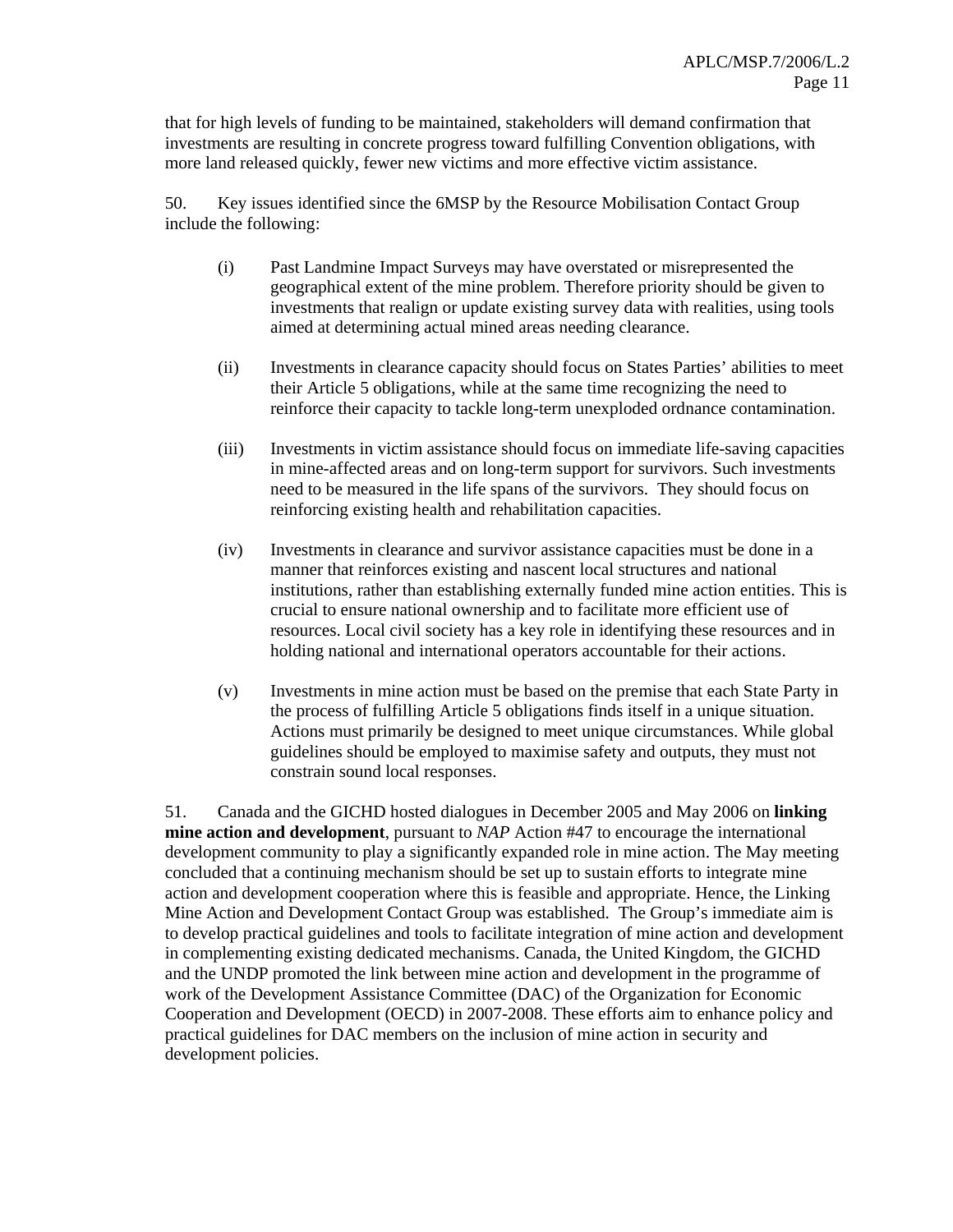that for high levels of funding to be maintained, stakeholders will demand confirmation that investments are resulting in concrete progress toward fulfilling Convention obligations, with more land released quickly, fewer new victims and more effective victim assistance.

50. Key issues identified since the 6MSP by the Resource Mobilisation Contact Group include the following:

(i) Past Landmine Impact Surveys may have overstated or misrepresented the geographical extent of the mine problem. Therefore priority should be given to investments that realign or update existing survey data with realities, using tools aimed at determining actual mined areas needing clearance.

(ii) Investments in clearance capacity should focus on States Parties' abilities to meet their Article 5 obligations, while at the same time recognizing the need to reinforce their capacity to tackle long-term unexploded ordnance contamination.

(iii) Investments in victim assistance should focus on immediate life-saving capacities in mine-affected areas and on long-term support for survivors. Such investments need to be measured in the life spans of the survivors. They should focus on reinforcing existing health and rehabilitation capacities.

(iv) Investments in clearance and survivor assistance capacities must be done in a manner that reinforces existing and nascent local structures and national institutions, rather than establishing externally funded mine action entities. This is crucial to ensure national ownership and to facilitate more efficient use of resources. Local civil society has a key role in identifying these resources and in holding national and international operators accountable for their actions.

(v) Investments in mine action must be based on the premise that each State Party in the process of fulfilling Article 5 obligations finds itself in a unique situation. Actions must primarily be designed to meet unique circumstances. While global guidelines should be employed to maximise safety and outputs, they must not constrain sound local responses.

51. Canada and the GICHD hosted dialogues in December 2005 and May 2006 on **linking mine action and development**, pursuant to *NAP* Action #47 to encourage the international development community to play a significantly expanded role in mine action. The May meeting concluded that a continuing mechanism should be set up to sustain efforts to integrate mine action and development cooperation where this is feasible and appropriate. Hence, the Linking Mine Action and Development Contact Group was established. The Group's immediate aim is to develop practical guidelines and tools to facilitate integration of mine action and development in complementing existing dedicated mechanisms. Canada, the United Kingdom, the GICHD and the UNDP promoted the link between mine action and development in the programme of work of the Development Assistance Committee (DAC) of the Organization for Economic Cooperation and Development (OECD) in 2007-2008. These efforts aim to enhance policy and practical guidelines for DAC members on the inclusion of mine action in security and development policies.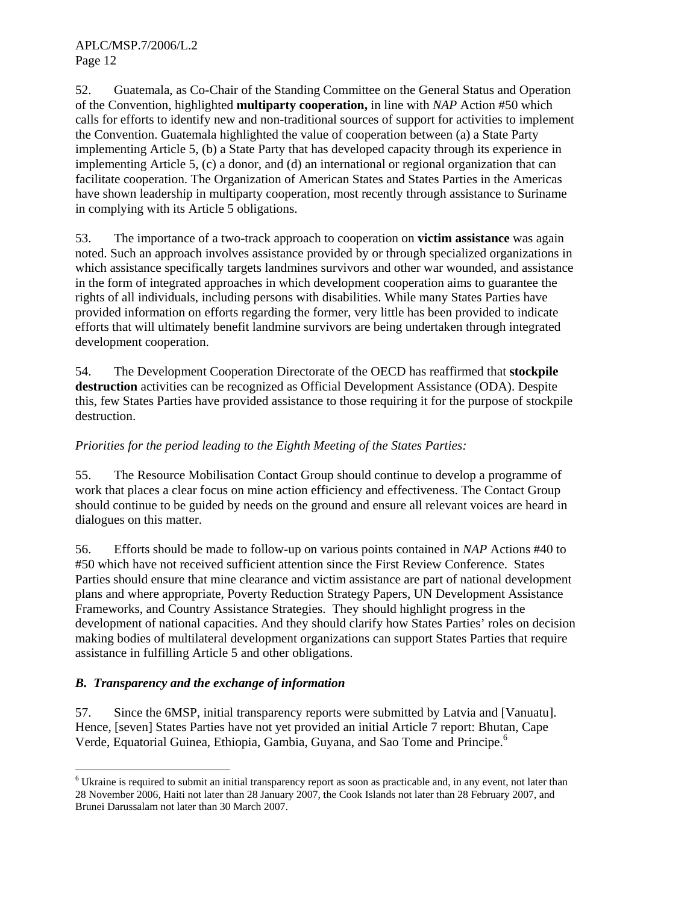52. Guatemala, as Co-Chair of the Standing Committee on the General Status and Operation of the Convention, highlighted **multiparty cooperation,** in line with *NAP* Action #50 which calls for efforts to identify new and non-traditional sources of support for activities to implement the Convention. Guatemala highlighted the value of cooperation between (a) a State Party implementing Article 5, (b) a State Party that has developed capacity through its experience in implementing Article 5, (c) a donor, and (d) an international or regional organization that can facilitate cooperation. The Organization of American States and States Parties in the Americas have shown leadership in multiparty cooperation, most recently through assistance to Suriname in complying with its Article 5 obligations.

53. The importance of a two-track approach to cooperation on **victim assistance** was again noted. Such an approach involves assistance provided by or through specialized organizations in which assistance specifically targets landmines survivors and other war wounded, and assistance in the form of integrated approaches in which development cooperation aims to guarantee the rights of all individuals, including persons with disabilities. While many States Parties have provided information on efforts regarding the former, very little has been provided to indicate efforts that will ultimately benefit landmine survivors are being undertaken through integrated development cooperation.

54. The Development Cooperation Directorate of the OECD has reaffirmed that **stockpile destruction** activities can be recognized as Official Development Assistance (ODA). Despite this, few States Parties have provided assistance to those requiring it for the purpose of stockpile destruction.

*Priorities for the period leading to the Eighth Meeting of the States Parties:*

55. The Resource Mobilisation Contact Group should continue to develop a programme of work that places a clear focus on mine action efficiency and effectiveness. The Contact Group should continue to be guided by needs on the ground and ensure all relevant voices are heard in dialogues on this matter.

56. Efforts should be made to follow-up on various points contained in *NAP* Actions #40 to #50 which have not received sufficient attention since the First Review Conference. States Parties should ensure that mine clearance and victim assistance are part of national development plans and where appropriate, Poverty Reduction Strategy Papers, UN Development Assistance Frameworks, and Country Assistance Strategies. They should highlight progress in the development of national capacities. And they should clarify how States Parties' roles on decision making bodies of multilateral development organizations can support States Parties that require assistance in fulfilling Article 5 and other obligations.

### *B. Transparency and the exchange of information*

57. Since the 6MSP, initial transparency reports were submitted by Latvia and [Vanuatu]. Hence, [seven] States Parties have not yet provided an initial Article 7 report: Bhutan, Cape Verde, Equatorial Guinea, Ethiopia, Gambia, Guyana, and Sao Tome and Principe.[6]

[6] Ukraine is required to submit an initial transparency report as soon as practicable and, in any event, not later than 28 November 2006, Haiti not later than 28 January 2007, the Cook Islands not later than 28 February 2007, and Brunei Darussalam not later than 30 March 2007.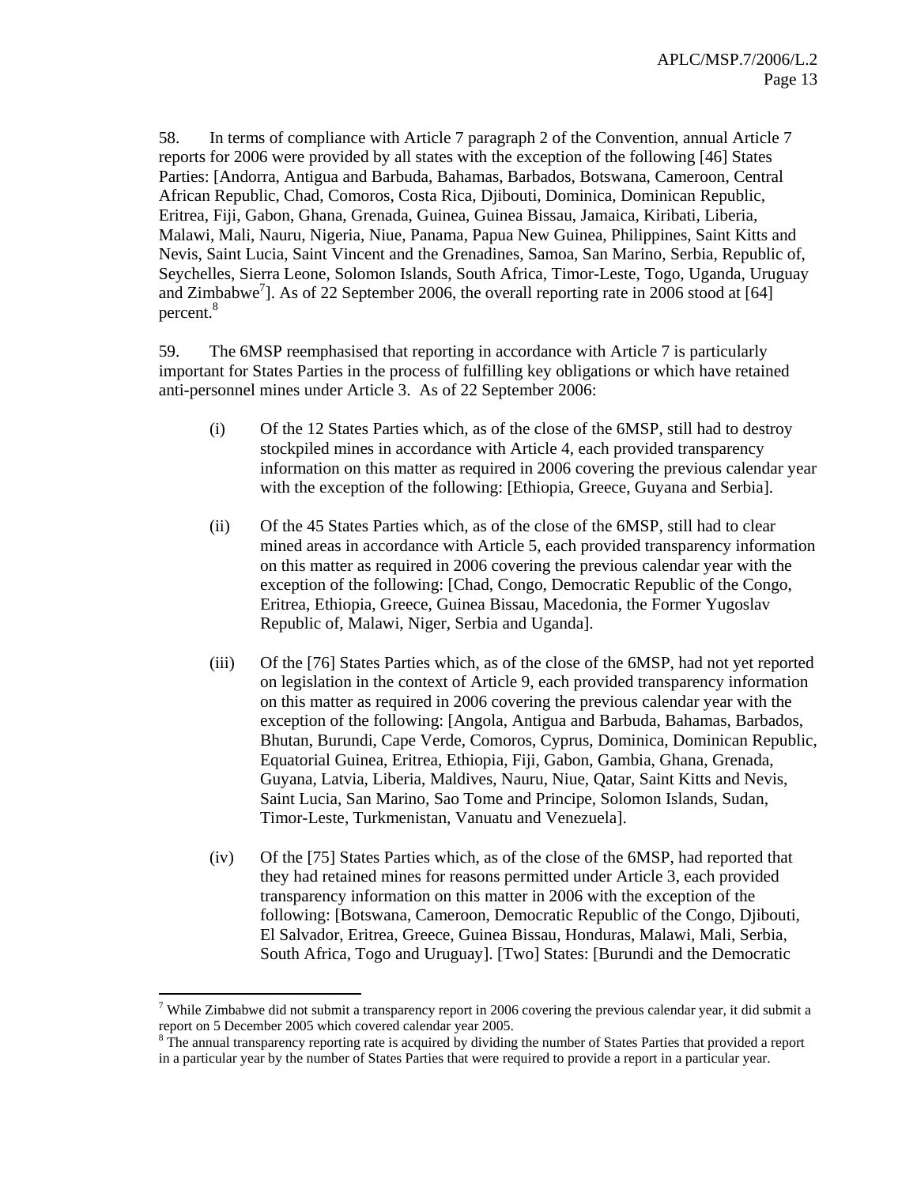58. In terms of compliance with Article 7 paragraph 2 of the Convention, annual Article 7 reports for 2006 were provided by all states with the exception of the following [46] States Parties: [Andorra, Antigua and Barbuda, Bahamas, Barbados, Botswana, Cameroon, Central African Republic, Chad, Comoros, Costa Rica, Djibouti, Dominica, Dominican Republic, Eritrea, Fiji, Gabon, Ghana, Grenada, Guinea, Guinea Bissau, Jamaica, Kiribati, Liberia, Malawi, Mali, Nauru, Nigeria, Niue, Panama, Papua New Guinea, Philippines, Saint Kitts and Nevis, Saint Lucia, Saint Vincent and the Grenadines, Samoa, San Marino, Serbia, Republic of, Seychelles, Sierra Leone, Solomon Islands, South Africa, Timor-Leste, Togo, Uganda, Uruguay and Zimbabwe[7]]. As of 22 September 2006, the overall reporting rate in 2006 stood at [64] percent.[8]

59. The 6MSP reemphasised that reporting in accordance with Article 7 is particularly important for States Parties in the process of fulfilling key obligations or which have retained anti-personnel mines under Article 3. As of 22 September 2006:

(i) Of the 12 States Parties which, as of the close of the 6MSP, still had to destroy stockpiled mines in accordance with Article 4, each provided transparency information on this matter as required in 2006 covering the previous calendar year with the exception of the following: [Ethiopia, Greece, Guyana and Serbia].

(ii) Of the 45 States Parties which, as of the close of the 6MSP, still had to clear mined areas in accordance with Article 5, each provided transparency information on this matter as required in 2006 covering the previous calendar year with the exception of the following: [Chad, Congo, Democratic Republic of the Congo, Eritrea, Ethiopia, Greece, Guinea Bissau, Macedonia, the Former Yugoslav Republic of, Malawi, Niger, Serbia and Uganda].

(iii) Of the [76] States Parties which, as of the close of the 6MSP, had not yet reported on legislation in the context of Article 9, each provided transparency information on this matter as required in 2006 covering the previous calendar year with the exception of the following: [Angola, Antigua and Barbuda, Bahamas, Barbados, Bhutan, Burundi, Cape Verde, Comoros, Cyprus, Dominica, Dominican Republic, Equatorial Guinea, Eritrea, Ethiopia, Fiji, Gabon, Gambia, Ghana, Grenada, Guyana, Latvia, Liberia, Maldives, Nauru, Niue, Qatar, Saint Kitts and Nevis, Saint Lucia, San Marino, Sao Tome and Principe, Solomon Islands, Sudan, Timor-Leste, Turkmenistan, Vanuatu and Venezuela].

(iv) Of the [75] States Parties which, as of the close of the 6MSP, had reported that they had retained mines for reasons permitted under Article 3, each provided transparency information on this matter in 2006 with the exception of the following: [Botswana, Cameroon, Democratic Republic of the Congo, Djibouti, El Salvador, Eritrea, Greece, Guinea Bissau, Honduras, Malawi, Mali, Serbia, South Africa, Togo and Uruguay]. [Two] States: [Burundi and the Democratic

[7] While Zimbabwe did not submit a transparency report in 2006 covering the previous calendar year, it did submit a report on 5 December 2005 which covered calendar year 2005.

[8] The annual transparency reporting rate is acquired by dividing the number of States Parties that provided a report in a particular year by the number of States Parties that were required to provide a report in a particular year.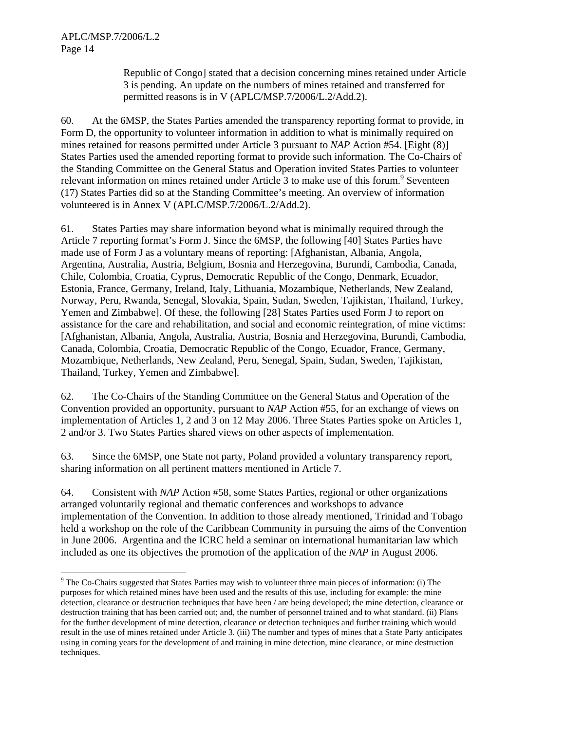Republic of Congo] stated that a decision concerning mines retained under Article 3 is pending. An update on the numbers of mines retained and transferred for permitted reasons is in V (APLC/MSP.7/2006/L.2/Add.2).

60. At the 6MSP, the States Parties amended the transparency reporting format to provide, in Form D, the opportunity to volunteer information in addition to what is minimally required on mines retained for reasons permitted under Article 3 pursuant to *NAP* Action #54. [Eight (8)] States Parties used the amended reporting format to provide such information. The Co-Chairs of the Standing Committee on the General Status and Operation invited States Parties to volunteer relevant information on mines retained under Article 3 to make use of this forum.[9] Seventeen (17) States Parties did so at the Standing Committee's meeting. An overview of information volunteered is in Annex V (APLC/MSP.7/2006/L.2/Add.2).

61. States Parties may share information beyond what is minimally required through the Article 7 reporting format's Form J. Since the 6MSP, the following [40] States Parties have made use of Form J as a voluntary means of reporting: [Afghanistan, Albania, Angola, Argentina, Australia, Austria, Belgium, Bosnia and Herzegovina, Burundi, Cambodia, Canada, Chile, Colombia, Croatia, Cyprus, Democratic Republic of the Congo, Denmark, Ecuador, Estonia, France, Germany, Ireland, Italy, Lithuania, Mozambique, Netherlands, New Zealand, Norway, Peru, Rwanda, Senegal, Slovakia, Spain, Sudan, Sweden, Tajikistan, Thailand, Turkey, Yemen and Zimbabwe]. Of these, the following [28] States Parties used Form J to report on assistance for the care and rehabilitation, and social and economic reintegration, of mine victims: [Afghanistan, Albania, Angola, Australia, Austria, Bosnia and Herzegovina, Burundi, Cambodia, Canada, Colombia, Croatia, Democratic Republic of the Congo, Ecuador, France, Germany, Mozambique, Netherlands, New Zealand, Peru, Senegal, Spain, Sudan, Sweden, Tajikistan, Thailand, Turkey, Yemen and Zimbabwe].

62. The Co-Chairs of the Standing Committee on the General Status and Operation of the Convention provided an opportunity, pursuant to *NAP* Action #55, for an exchange of views on implementation of Articles 1, 2 and 3 on 12 May 2006. Three States Parties spoke on Articles 1, 2 and/or 3. Two States Parties shared views on other aspects of implementation.

63. Since the 6MSP, one State not party, Poland provided a voluntary transparency report, sharing information on all pertinent matters mentioned in Article 7.

64. Consistent with *NAP* Action #58, some States Parties, regional or other organizations arranged voluntarily regional and thematic conferences and workshops to advance implementation of the Convention. In addition to those already mentioned, Trinidad and Tobago held a workshop on the role of the Caribbean Community in pursuing the aims of the Convention in June 2006. Argentina and the ICRC held a seminar on international humanitarian law which included as one its objectives the promotion of the application of the *NAP* in August 2006.

---

[9] The Co-Chairs suggested that States Parties may wish to volunteer three main pieces of information: (i) The purposes for which retained mines have been used and the results of this use, including for example: the mine detection, clearance or destruction techniques that have been / are being developed; the mine detection, clearance or destruction training that has been carried out; and, the number of personnel trained and to what standard. (ii) Plans for the further development of mine detection, clearance or detection techniques and further training which would result in the use of mines retained under Article 3. (iii) The number and types of mines that a State Party anticipates using in coming years for the development of and training in mine detection, mine clearance, or mine destruction techniques.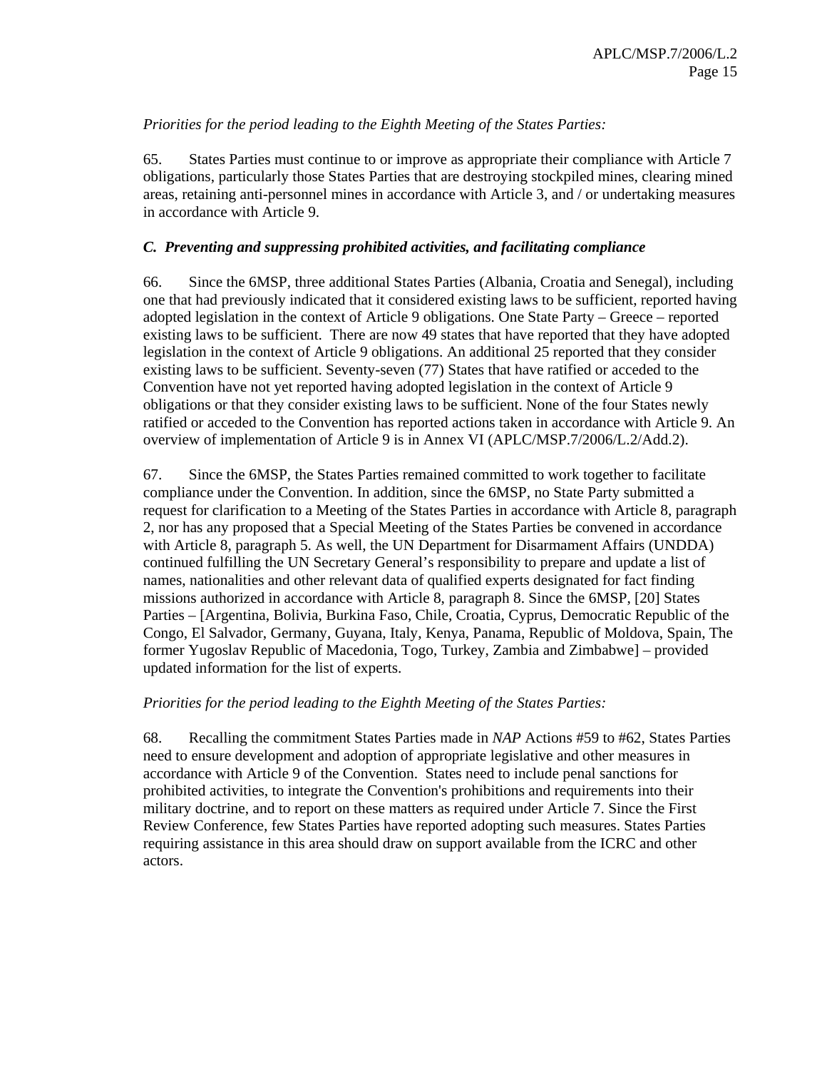*Priorities for the period leading to the Eighth Meeting of the States Parties:*

65. States Parties must continue to or improve as appropriate their compliance with Article 7 obligations, particularly those States Parties that are destroying stockpiled mines, clearing mined areas, retaining anti-personnel mines in accordance with Article 3, and / or undertaking measures in accordance with Article 9.

### *C. Preventing and suppressing prohibited activities, and facilitating compliance*

66. Since the 6MSP, three additional States Parties (Albania, Croatia and Senegal), including one that had previously indicated that it considered existing laws to be sufficient, reported having adopted legislation in the context of Article 9 obligations. One State Party – Greece – reported existing laws to be sufficient. There are now 49 states that have reported that they have adopted legislation in the context of Article 9 obligations. An additional 25 reported that they consider existing laws to be sufficient. Seventy-seven (77) States that have ratified or acceded to the Convention have not yet reported having adopted legislation in the context of Article 9 obligations or that they consider existing laws to be sufficient. None of the four States newly ratified or acceded to the Convention has reported actions taken in accordance with Article 9. An overview of implementation of Article 9 is in Annex VI (APLC/MSP.7/2006/L.2/Add.2).

67. Since the 6MSP, the States Parties remained committed to work together to facilitate compliance under the Convention. In addition, since the 6MSP, no State Party submitted a request for clarification to a Meeting of the States Parties in accordance with Article 8, paragraph 2, nor has any proposed that a Special Meeting of the States Parties be convened in accordance with Article 8, paragraph 5. As well, the UN Department for Disarmament Affairs (UNDDA) continued fulfilling the UN Secretary General's responsibility to prepare and update a list of names, nationalities and other relevant data of qualified experts designated for fact finding missions authorized in accordance with Article 8, paragraph 8. Since the 6MSP, [20] States Parties – [Argentina, Bolivia, Burkina Faso, Chile, Croatia, Cyprus, Democratic Republic of the Congo, El Salvador, Germany, Guyana, Italy, Kenya, Panama, Republic of Moldova, Spain, The former Yugoslav Republic of Macedonia, Togo, Turkey, Zambia and Zimbabwe] – provided updated information for the list of experts.

*Priorities for the period leading to the Eighth Meeting of the States Parties:*

68. Recalling the commitment States Parties made in *NAP* Actions #59 to #62, States Parties need to ensure development and adoption of appropriate legislative and other measures in accordance with Article 9 of the Convention. States need to include penal sanctions for prohibited activities, to integrate the Convention's prohibitions and requirements into their military doctrine, and to report on these matters as required under Article 7. Since the First Review Conference, few States Parties have reported adopting such measures. States Parties requiring assistance in this area should draw on support available from the ICRC and other actors.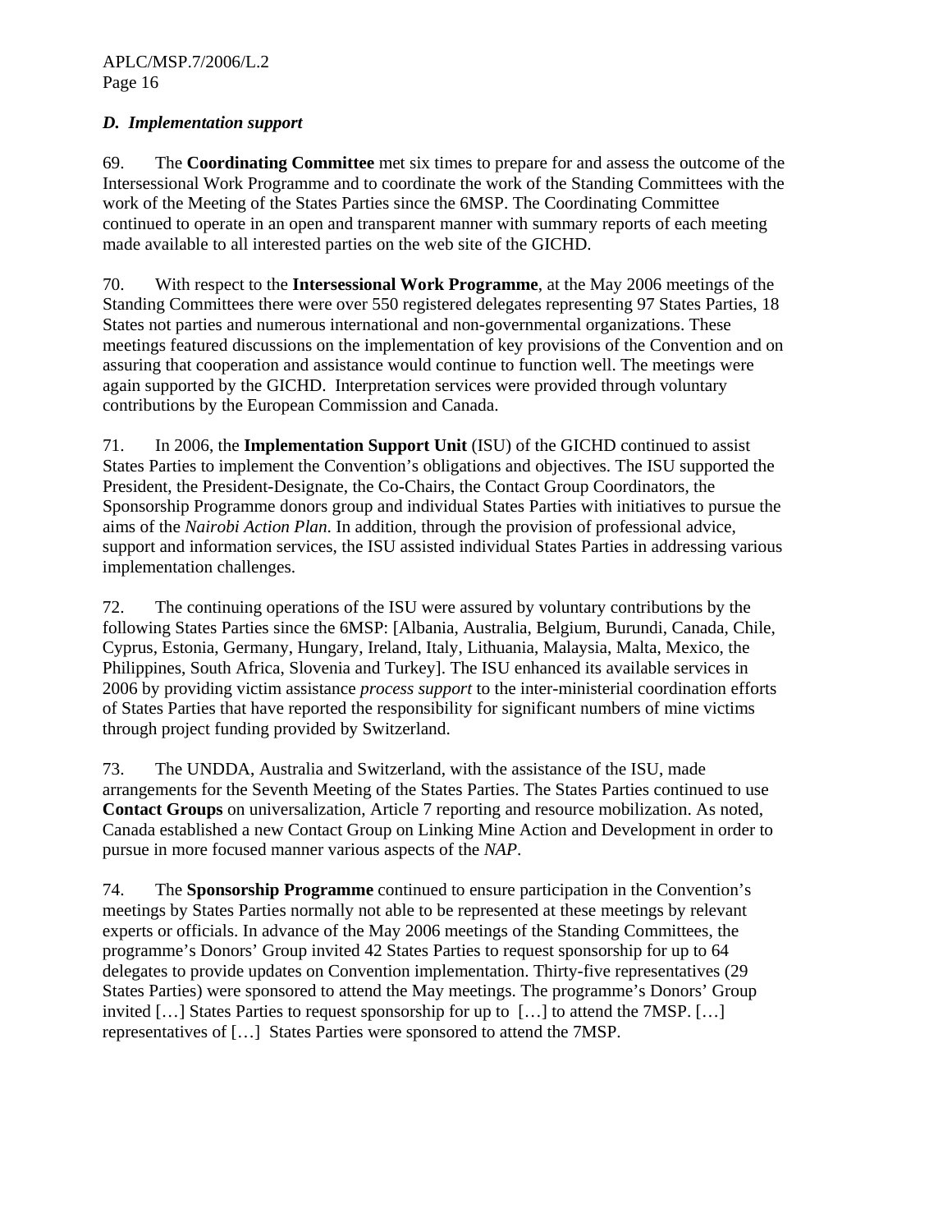### *D. Implementation support*

69. The **Coordinating Committee** met six times to prepare for and assess the outcome of the Intersessional Work Programme and to coordinate the work of the Standing Committees with the work of the Meeting of the States Parties since the 6MSP. The Coordinating Committee continued to operate in an open and transparent manner with summary reports of each meeting made available to all interested parties on the web site of the GICHD.

70. With respect to the **Intersessional Work Programme**, at the May 2006 meetings of the Standing Committees there were over 550 registered delegates representing 97 States Parties, 18 States not parties and numerous international and non-governmental organizations. These meetings featured discussions on the implementation of key provisions of the Convention and on assuring that cooperation and assistance would continue to function well. The meetings were again supported by the GICHD. Interpretation services were provided through voluntary contributions by the European Commission and Canada.

71. In 2006, the **Implementation Support Unit** (ISU) of the GICHD continued to assist States Parties to implement the Convention's obligations and objectives. The ISU supported the President, the President-Designate, the Co-Chairs, the Contact Group Coordinators, the Sponsorship Programme donors group and individual States Parties with initiatives to pursue the aims of the *Nairobi Action Plan*. In addition, through the provision of professional advice, support and information services, the ISU assisted individual States Parties in addressing various implementation challenges.

72. The continuing operations of the ISU were assured by voluntary contributions by the following States Parties since the 6MSP: [Albania, Australia, Belgium, Burundi, Canada, Chile, Cyprus, Estonia, Germany, Hungary, Ireland, Italy, Lithuania, Malaysia, Malta, Mexico, the Philippines, South Africa, Slovenia and Turkey]. The ISU enhanced its available services in 2006 by providing victim assistance *process support* to the inter-ministerial coordination efforts of States Parties that have reported the responsibility for significant numbers of mine victims through project funding provided by Switzerland.

73. The UNDDA, Australia and Switzerland, with the assistance of the ISU, made arrangements for the Seventh Meeting of the States Parties. The States Parties continued to use **Contact Groups** on universalization, Article 7 reporting and resource mobilization. As noted, Canada established a new Contact Group on Linking Mine Action and Development in order to pursue in more focused manner various aspects of the *NAP*.

74. The **Sponsorship Programme** continued to ensure participation in the Convention's meetings by States Parties normally not able to be represented at these meetings by relevant experts or officials. In advance of the May 2006 meetings of the Standing Committees, the programme's Donors' Group invited 42 States Parties to request sponsorship for up to 64 delegates to provide updates on Convention implementation. Thirty-five representatives (29 States Parties) were sponsored to attend the May meetings. The programme's Donors' Group invited […] States Parties to request sponsorship for up to […] to attend the 7MSP. […] representatives of […] States Parties were sponsored to attend the 7MSP.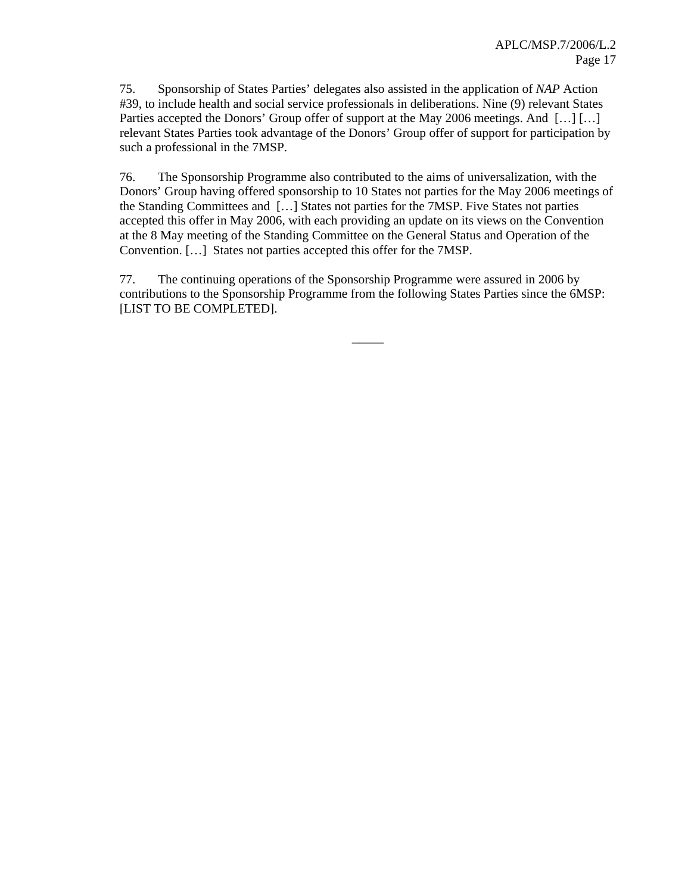75. Sponsorship of States Parties' delegates also assisted in the application of *NAP* Action #39, to include health and social service professionals in deliberations. Nine (9) relevant States Parties accepted the Donors' Group offer of support at the May 2006 meetings. And […] […] relevant States Parties took advantage of the Donors' Group offer of support for participation by such a professional in the 7MSP.

76. The Sponsorship Programme also contributed to the aims of universalization, with the Donors' Group having offered sponsorship to 10 States not parties for the May 2006 meetings of the Standing Committees and […] States not parties for the 7MSP. Five States not parties accepted this offer in May 2006, with each providing an update on its views on the Convention at the 8 May meeting of the Standing Committee on the General Status and Operation of the Convention. […] States not parties accepted this offer for the 7MSP.

77. The continuing operations of the Sponsorship Programme were assured in 2006 by contributions to the Sponsorship Programme from the following States Parties since the 6MSP: [LIST TO BE COMPLETED].

_____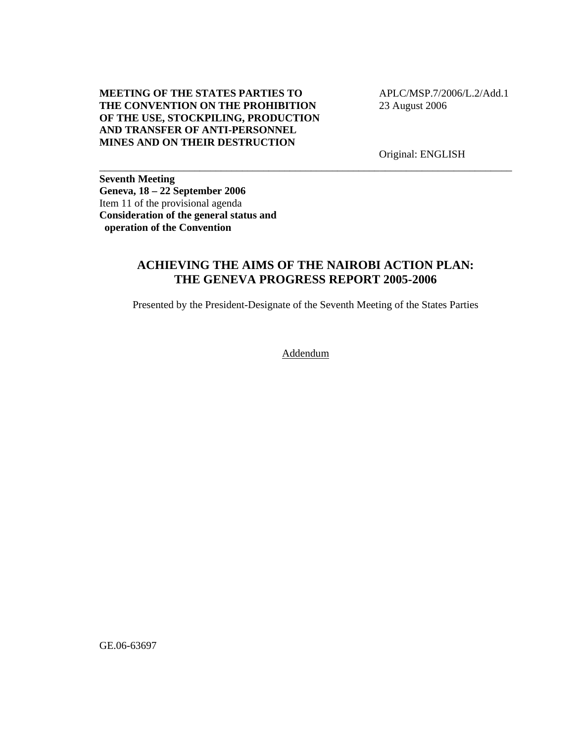**MEETING OF THE STATES PARTIES TO THE CONVENTION ON THE PROHIBITION OF THE USE, STOCKPILING, PRODUCTION AND TRANSFER OF ANTI-PERSONNEL MINES AND ON THEIR DESTRUCTION**

APLC/MSP.7/2006/L.2/Add.1
23 August 2006

Original: ENGLISH

**Seventh Meeting**
**Geneva, 18 – 22 September 2006**
Item 11 of the provisional agenda
**Consideration of the general status and operation of the Convention**

# ACHIEVING THE AIMS OF THE NAIROBI ACTION PLAN: THE GENEVA PROGRESS REPORT 2005-2006

Presented by the President-Designate of the Seventh Meeting of the States Parties

Addendum

GE.06-63697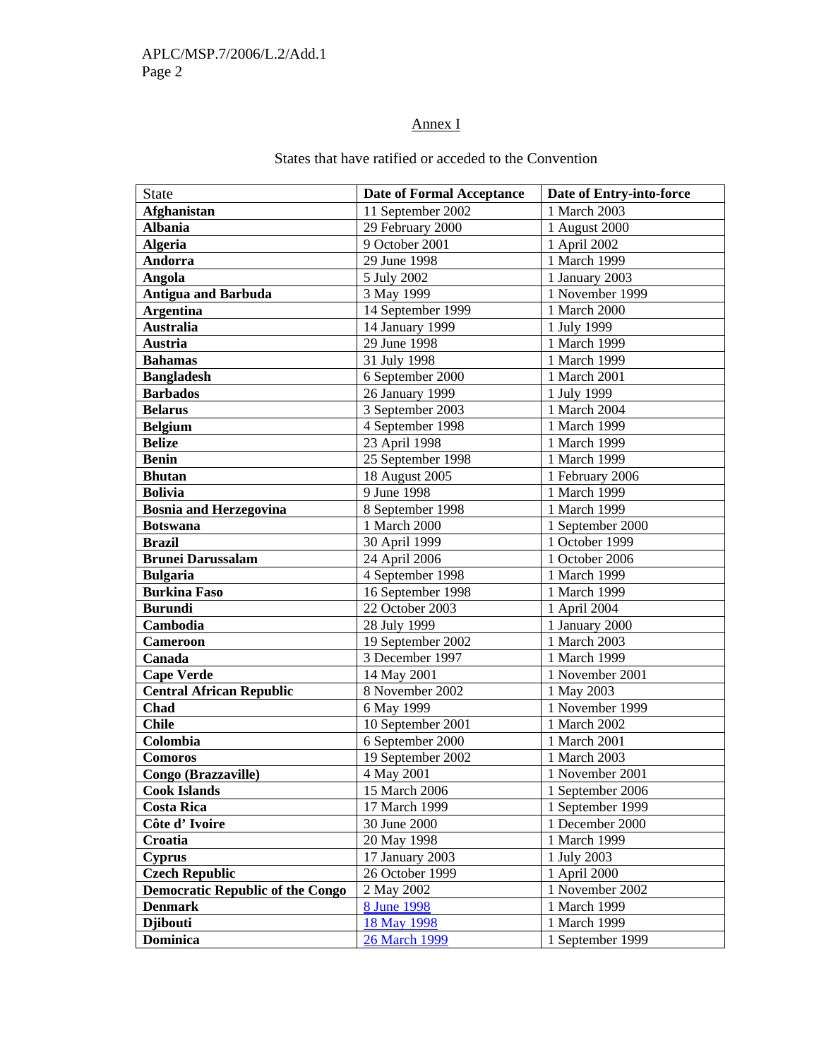## Annex I

States that have ratified or acceded to the Convention

| State | Date of Formal Acceptance | Date of Entry-into-force |
|---|---|---|
| **Afghanistan** | 11 September 2002 | 1 March 2003 |
| **Albania** | 29 February 2000 | 1 August 2000 |
| **Algeria** | 9 October 2001 | 1 April 2002 |
| **Andorra** | 29 June 1998 | 1 March 1999 |
| **Angola** | 5 July 2002 | 1 January 2003 |
| **Antigua and Barbuda** | 3 May 1999 | 1 November 1999 |
| **Argentina** | 14 September 1999 | 1 March 2000 |
| **Australia** | 14 January 1999 | 1 July 1999 |
| **Austria** | 29 June 1998 | 1 March 1999 |
| **Bahamas** | 31 July 1998 | 1 March 1999 |
| **Bangladesh** | 6 September 2000 | 1 March 2001 |
| **Barbados** | 26 January 1999 | 1 July 1999 |
| **Belarus** | 3 September 2003 | 1 March 2004 |
| **Belgium** | 4 September 1998 | 1 March 1999 |
| **Belize** | 23 April 1998 | 1 March 1999 |
| **Benin** | 25 September 1998 | 1 March 1999 |
| **Bhutan** | 18 August 2005 | 1 February 2006 |
| **Bolivia** | 9 June 1998 | 1 March 1999 |
| **Bosnia and Herzegovina** | 8 September 1998 | 1 March 1999 |
| **Botswana** | 1 March 2000 | 1 September 2000 |
| **Brazil** | 30 April 1999 | 1 October 1999 |
| **Brunei Darussalam** | 24 April 2006 | 1 October 2006 |
| **Bulgaria** | 4 September 1998 | 1 March 1999 |
| **Burkina Faso** | 16 September 1998 | 1 March 1999 |
| **Burundi** | 22 October 2003 | 1 April 2004 |
| **Cambodia** | 28 July 1999 | 1 January 2000 |
| **Cameroon** | 19 September 2002 | 1 March 2003 |
| **Canada** | 3 December 1997 | 1 March 1999 |
| **Cape Verde** | 14 May 2001 | 1 November 2001 |
| **Central African Republic** | 8 November 2002 | 1 May 2003 |
| **Chad** | 6 May 1999 | 1 November 1999 |
| **Chile** | 10 September 2001 | 1 March 2002 |
| **Colombia** | 6 September 2000 | 1 March 2001 |
| **Comoros** | 19 September 2002 | 1 March 2003 |
| **Congo (Brazzaville)** | 4 May 2001 | 1 November 2001 |
| **Cook Islands** | 15 March 2006 | 1 September 2006 |
| **Costa Rica** | 17 March 1999 | 1 September 1999 |
| **Côte d' Ivoire** | 30 June 2000 | 1 December 2000 |
| **Croatia** | 20 May 1998 | 1 March 1999 |
| **Cyprus** | 17 January 2003 | 1 July 2003 |
| **Czech Republic** | 26 October 1999 | 1 April 2000 |
| **Democratic Republic of the Congo** | 2 May 2002 | 1 November 2002 |
| **Denmark** | 8 June 1998 | 1 March 1999 |
| **Djibouti** | 18 May 1998 | 1 March 1999 |
| **Dominica** | 26 March 1999 | 1 September 1999 |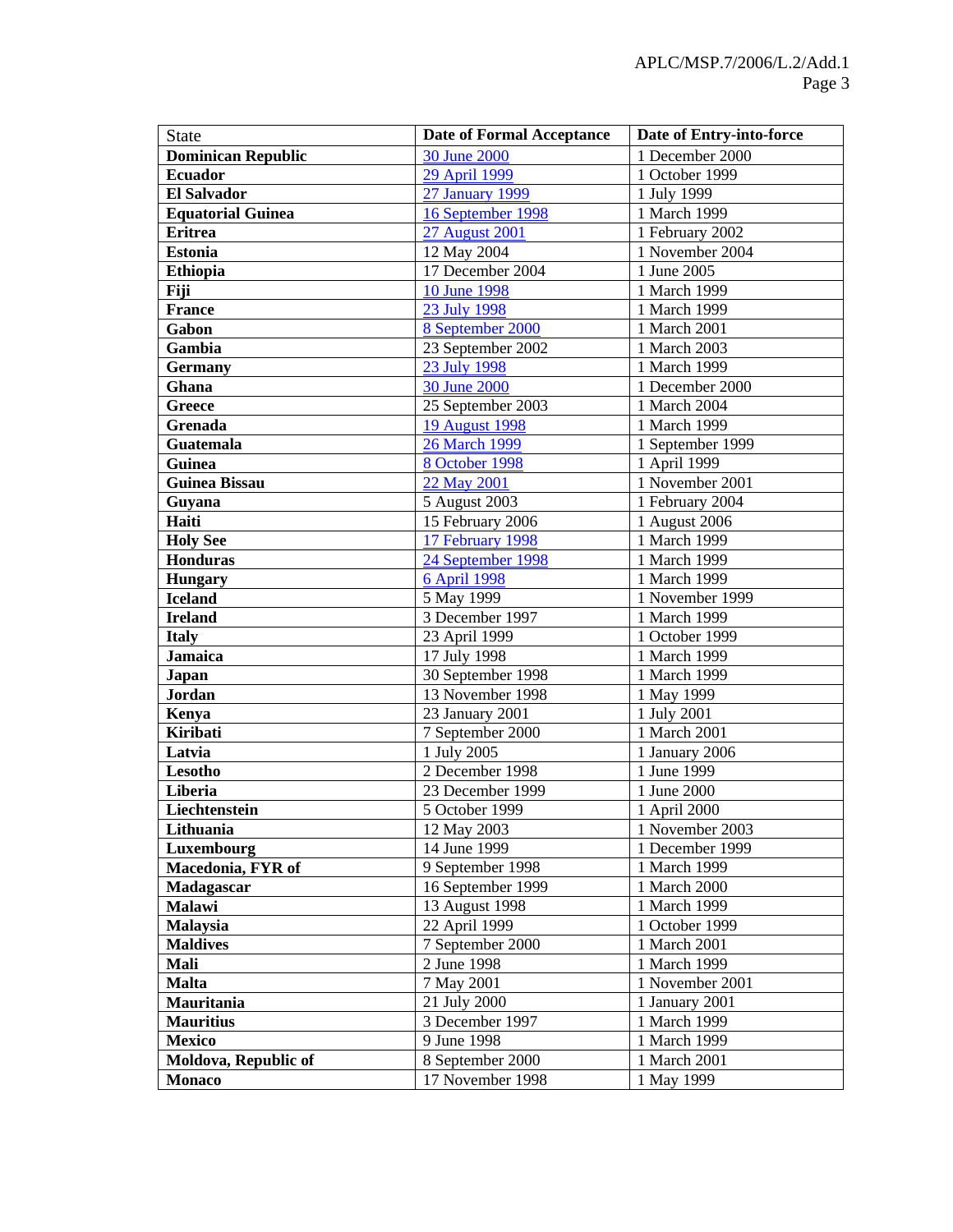| State | Date of Formal Acceptance | Date of Entry-into-force |
|---|---|---|
| **Dominican Republic** | 30 June 2000 | 1 December 2000 |
| **Ecuador** | 29 April 1999 | 1 October 1999 |
| **El Salvador** | 27 January 1999 | 1 July 1999 |
| **Equatorial Guinea** | 16 September 1998 | 1 March 1999 |
| **Eritrea** | 27 August 2001 | 1 February 2002 |
| **Estonia** | 12 May 2004 | 1 November 2004 |
| **Ethiopia** | 17 December 2004 | 1 June 2005 |
| **Fiji** | 10 June 1998 | 1 March 1999 |
| **France** | 23 July 1998 | 1 March 1999 |
| **Gabon** | 8 September 2000 | 1 March 2001 |
| **Gambia** | 23 September 2002 | 1 March 2003 |
| **Germany** | 23 July 1998 | 1 March 1999 |
| **Ghana** | 30 June 2000 | 1 December 2000 |
| **Greece** | 25 September 2003 | 1 March 2004 |
| **Grenada** | 19 August 1998 | 1 March 1999 |
| **Guatemala** | 26 March 1999 | 1 September 1999 |
| **Guinea** | 8 October 1998 | 1 April 1999 |
| **Guinea Bissau** | 22 May 2001 | 1 November 2001 |
| **Guyana** | 5 August 2003 | 1 February 2004 |
| **Haiti** | 15 February 2006 | 1 August 2006 |
| **Holy See** | 17 February 1998 | 1 March 1999 |
| **Honduras** | 24 September 1998 | 1 March 1999 |
| **Hungary** | 6 April 1998 | 1 March 1999 |
| **Iceland** | 5 May 1999 | 1 November 1999 |
| **Ireland** | 3 December 1997 | 1 March 1999 |
| **Italy** | 23 April 1999 | 1 October 1999 |
| **Jamaica** | 17 July 1998 | 1 March 1999 |
| **Japan** | 30 September 1998 | 1 March 1999 |
| **Jordan** | 13 November 1998 | 1 May 1999 |
| **Kenya** | 23 January 2001 | 1 July 2001 |
| **Kiribati** | 7 September 2000 | 1 March 2001 |
| **Latvia** | 1 July 2005 | 1 January 2006 |
| **Lesotho** | 2 December 1998 | 1 June 1999 |
| **Liberia** | 23 December 1999 | 1 June 2000 |
| **Liechtenstein** | 5 October 1999 | 1 April 2000 |
| **Lithuania** | 12 May 2003 | 1 November 2003 |
| **Luxembourg** | 14 June 1999 | 1 December 1999 |
| **Macedonia, FYR of** | 9 September 1998 | 1 March 1999 |
| **Madagascar** | 16 September 1999 | 1 March 2000 |
| **Malawi** | 13 August 1998 | 1 March 1999 |
| **Malaysia** | 22 April 1999 | 1 October 1999 |
| **Maldives** | 7 September 2000 | 1 March 2001 |
| **Mali** | 2 June 1998 | 1 March 1999 |
| **Malta** | 7 May 2001 | 1 November 2001 |
| **Mauritania** | 21 July 2000 | 1 January 2001 |
| **Mauritius** | 3 December 1997 | 1 March 1999 |
| **Mexico** | 9 June 1998 | 1 March 1999 |
| **Moldova, Republic of** | 8 September 2000 | 1 March 2001 |
| **Monaco** | 17 November 1998 | 1 May 1999 |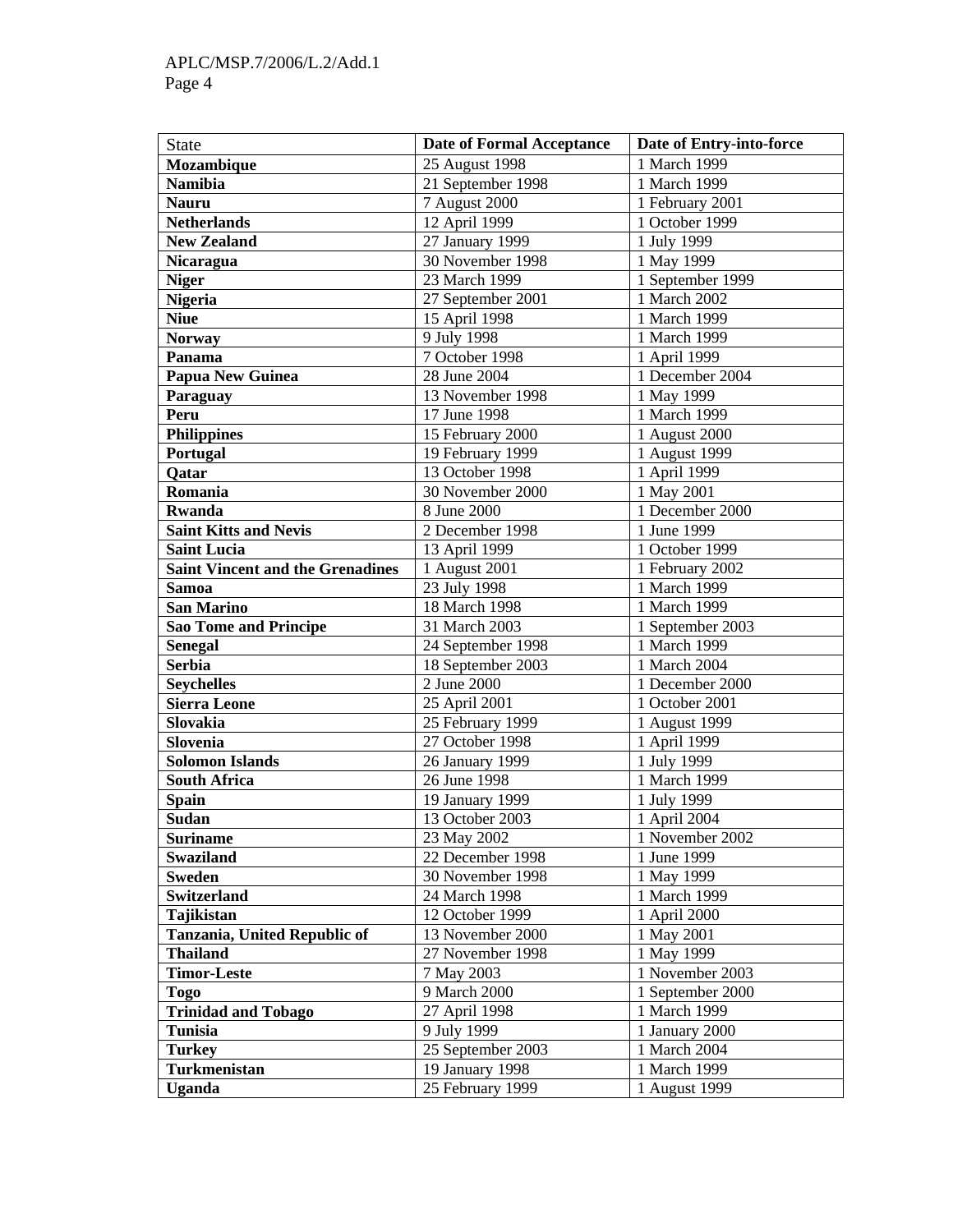| State | Date of Formal Acceptance | Date of Entry-into-force |
|---|---|---|
| **Mozambique** | 25 August 1998 | 1 March 1999 |
| **Namibia** | 21 September 1998 | 1 March 1999 |
| **Nauru** | 7 August 2000 | 1 February 2001 |
| **Netherlands** | 12 April 1999 | 1 October 1999 |
| **New Zealand** | 27 January 1999 | 1 July 1999 |
| **Nicaragua** | 30 November 1998 | 1 May 1999 |
| **Niger** | 23 March 1999 | 1 September 1999 |
| **Nigeria** | 27 September 2001 | 1 March 2002 |
| **Niue** | 15 April 1998 | 1 March 1999 |
| **Norway** | 9 July 1998 | 1 March 1999 |
| **Panama** | 7 October 1998 | 1 April 1999 |
| **Papua New Guinea** | 28 June 2004 | 1 December 2004 |
| **Paraguay** | 13 November 1998 | 1 May 1999 |
| **Peru** | 17 June 1998 | 1 March 1999 |
| **Philippines** | 15 February 2000 | 1 August 2000 |
| **Portugal** | 19 February 1999 | 1 August 1999 |
| **Qatar** | 13 October 1998 | 1 April 1999 |
| **Romania** | 30 November 2000 | 1 May 2001 |
| **Rwanda** | 8 June 2000 | 1 December 2000 |
| **Saint Kitts and Nevis** | 2 December 1998 | 1 June 1999 |
| **Saint Lucia** | 13 April 1999 | 1 October 1999 |
| **Saint Vincent and the Grenadines** | 1 August 2001 | 1 February 2002 |
| **Samoa** | 23 July 1998 | 1 March 1999 |
| **San Marino** | 18 March 1998 | 1 March 1999 |
| **Sao Tome and Principe** | 31 March 2003 | 1 September 2003 |
| **Senegal** | 24 September 1998 | 1 March 1999 |
| **Serbia** | 18 September 2003 | 1 March 2004 |
| **Seychelles** | 2 June 2000 | 1 December 2000 |
| **Sierra Leone** | 25 April 2001 | 1 October 2001 |
| **Slovakia** | 25 February 1999 | 1 August 1999 |
| **Slovenia** | 27 October 1998 | 1 April 1999 |
| **Solomon Islands** | 26 January 1999 | 1 July 1999 |
| **South Africa** | 26 June 1998 | 1 March 1999 |
| **Spain** | 19 January 1999 | 1 July 1999 |
| **Sudan** | 13 October 2003 | 1 April 2004 |
| **Suriname** | 23 May 2002 | 1 November 2002 |
| **Swaziland** | 22 December 1998 | 1 June 1999 |
| **Sweden** | 30 November 1998 | 1 May 1999 |
| **Switzerland** | 24 March 1998 | 1 March 1999 |
| **Tajikistan** | 12 October 1999 | 1 April 2000 |
| **Tanzania, United Republic of** | 13 November 2000 | 1 May 2001 |
| **Thailand** | 27 November 1998 | 1 May 1999 |
| **Timor-Leste** | 7 May 2003 | 1 November 2003 |
| **Togo** | 9 March 2000 | 1 September 2000 |
| **Trinidad and Tobago** | 27 April 1998 | 1 March 1999 |
| **Tunisia** | 9 July 1999 | 1 January 2000 |
| **Turkey** | 25 September 2003 | 1 March 2004 |
| **Turkmenistan** | 19 January 1998 | 1 March 1999 |
| **Uganda** | 25 February 1999 | 1 August 1999 |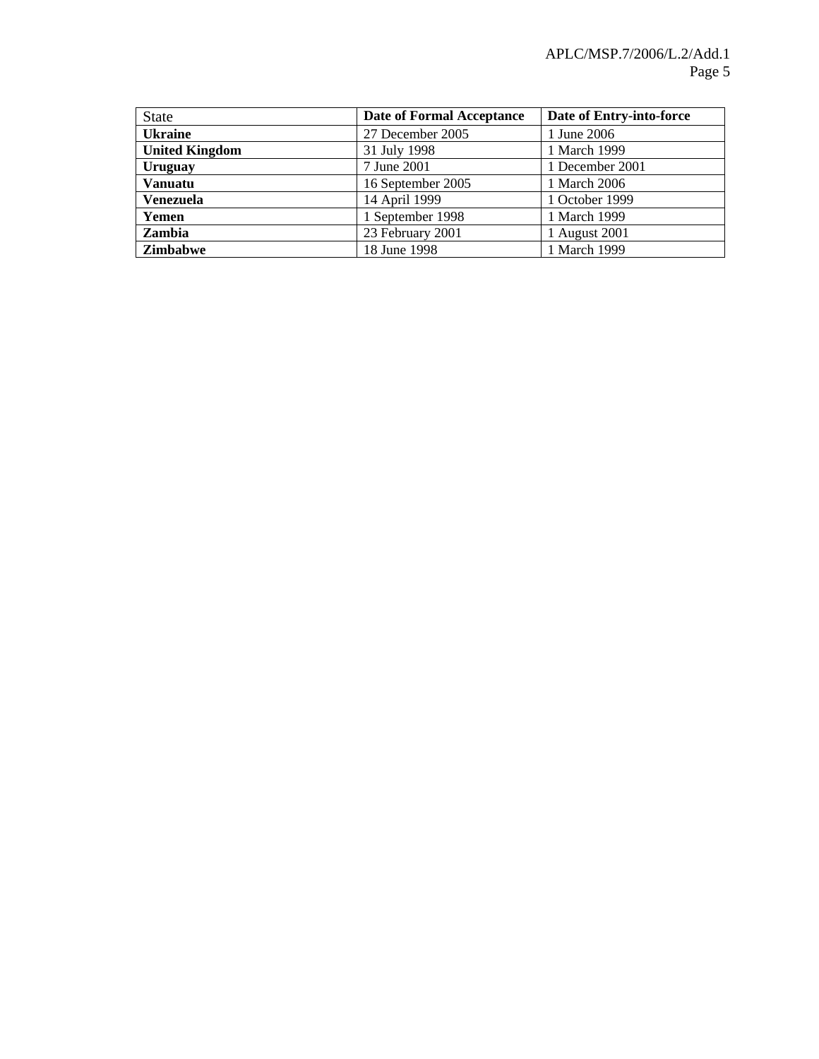| State | Date of Formal Acceptance | Date of Entry-into-force |
| --- | --- | --- |
| **Ukraine** | 27 December 2005 | 1 June 2006 |
| **United Kingdom** | 31 July 1998 | 1 March 1999 |
| **Uruguay** | 7 June 2001 | 1 December 2001 |
| **Vanuatu** | 16 September 2005 | 1 March 2006 |
| **Venezuela** | 14 April 1999 | 1 October 1999 |
| **Yemen** | 1 September 1998 | 1 March 1999 |
| **Zambia** | 23 February 2001 | 1 August 2001 |
| **Zimbabwe** | 18 June 1998 | 1 March 1999 |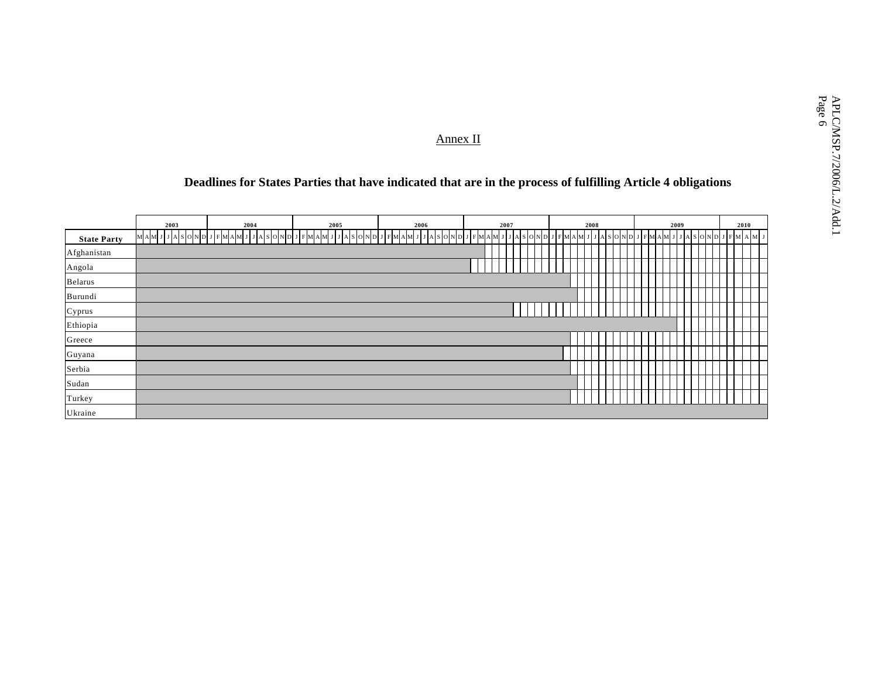## Annex II

**Deadlines for States Parties that have indicated that are in the process of fulfilling Article 4 obligations**

2003 2004 2005 2006 2007 2008 2009 2010

**State Party**

Afghanistan

Angola

Belarus

Burundi

Cyprus

Ethiopia

Greece

Guyana

Serbia

Sudan

Turkey

Ukraine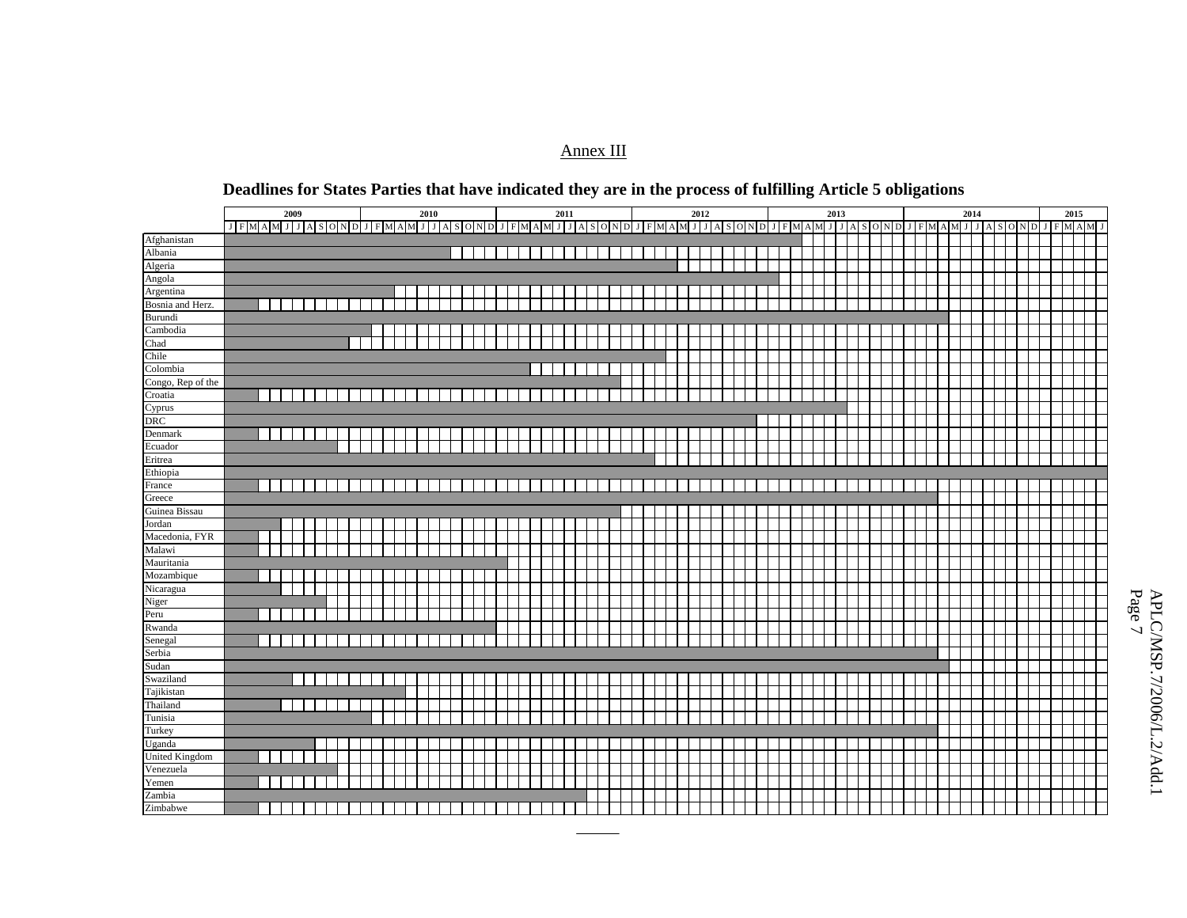Annex III

## Deadlines for States Parties that have indicated they are in the process of fulfilling Article 5 obligations

2009 2010 2011 2012 2013 2014 2015

J F M A M J J A S O N D J F M A M J J A S O N D J F M A M J J A S O N D J F M A M J J A S O N D J F M A M J J A S O N D J F M A M J J A S O N D J F M A M J

Afghanistan
Albania
Algeria
Angola
Argentina
Bosnia and Herz.
Burundi
Cambodia
Chad
Chile
Colombia
Congo, Rep of the
Croatia
Cyprus
DRC
Denmark
Ecuador
Eritrea
Ethiopia
France
Greece
Guinea Bissau
Jordan
Macedonia, FYR
Malawi
Mauritania
Mozambique
Nicaragua
Niger
Peru
Rwanda
Senegal
Serbia
Sudan
Swaziland
Tajikistan
Thailand
Tunisia
Turkey
Uganda
United Kingdom
Venezuela
Yemen
Zambia
Zimbabwe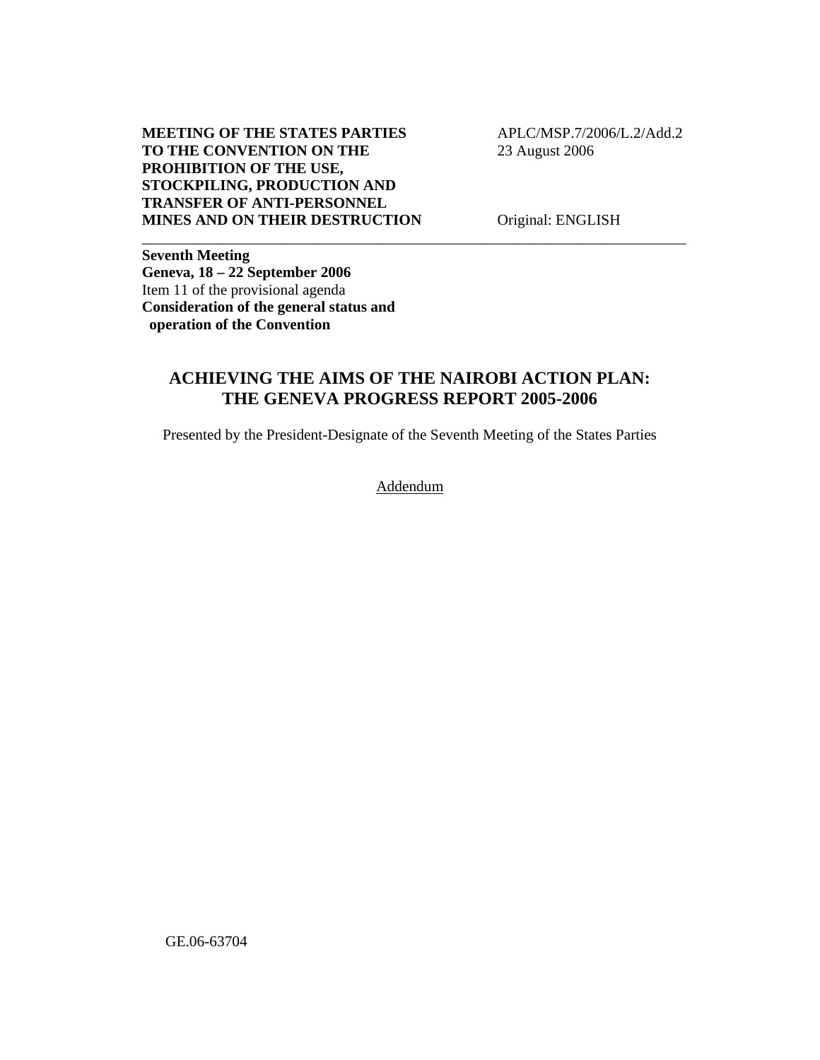**MEETING OF THE STATES PARTIES TO THE CONVENTION ON THE PROHIBITION OF THE USE, STOCKPILING, PRODUCTION AND TRANSFER OF ANTI-PERSONNEL MINES AND ON THEIR DESTRUCTION**

APLC/MSP.7/2006/L.2/Add.2
23 August 2006

Original: ENGLISH

**Seventh Meeting**
**Geneva, 18 – 22 September 2006**
Item 11 of the provisional agenda
**Consideration of the general status and operation of the Convention**

# ACHIEVING THE AIMS OF THE NAIROBI ACTION PLAN: THE GENEVA PROGRESS REPORT 2005-2006

Presented by the President-Designate of the Seventh Meeting of the States Parties

Addendum

GE.06-63704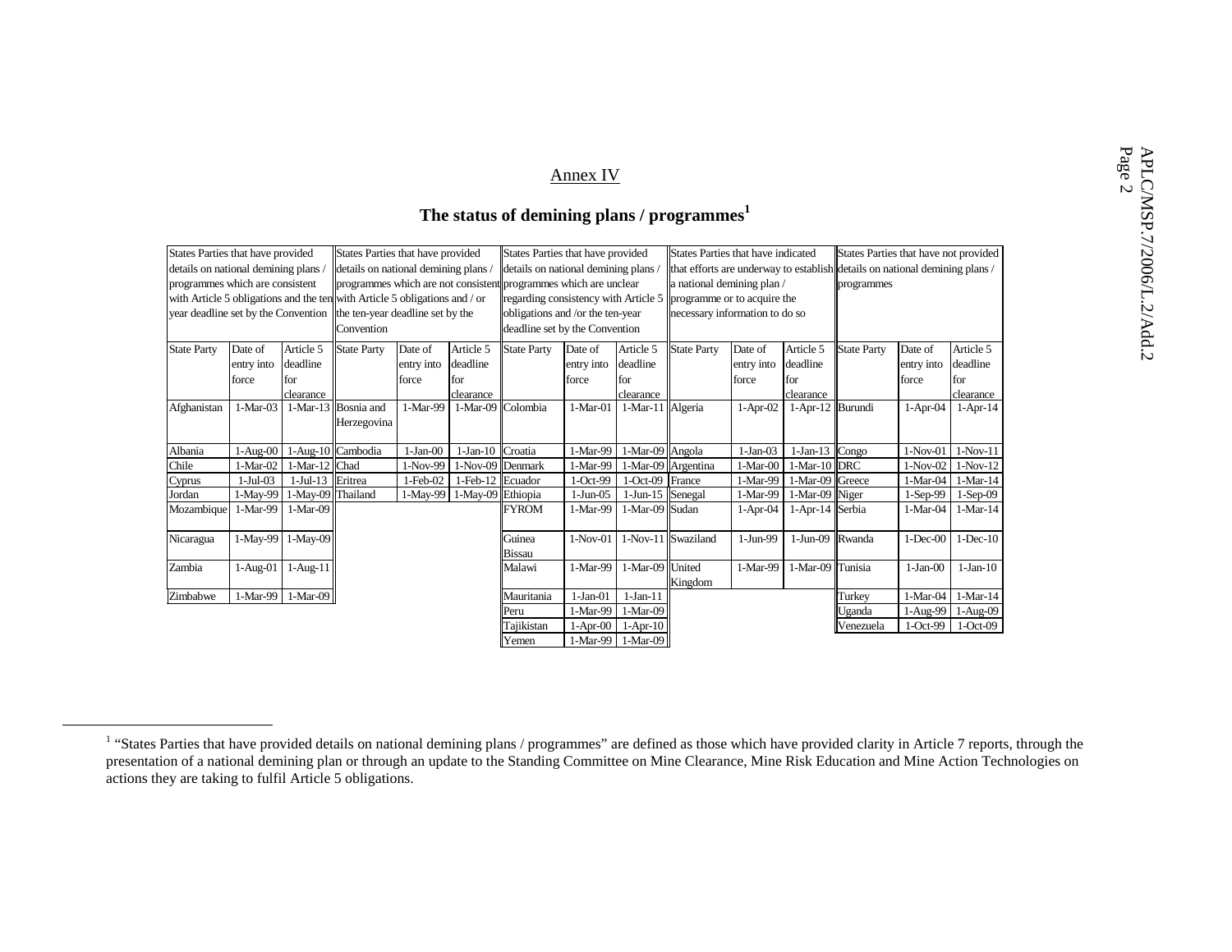## Annex IV

### The status of demining plans / programmes[1]

| States Parties that have provided details on national demining plans / programmes which are consistent with Article 5 obligations and the ten year deadline set by the Convention | | | States Parties that have provided details on national demining plans / programmes which are not consistent with Article 5 obligations and / or the ten-year deadline set by the Convention | | | States Parties that have provided details on national demining plans / programmes which are unclear regarding consistency with Article 5 obligations and /or the ten-year deadline set by the Convention | | | States Parties that have indicated that efforts are underway to establish a national demining plan / programme or to acquire the necessary information to do so | | | States Parties that have not provided details on national demining plans / programmes | | |
|---|---|---|---|---|---|---|---|---|---|---|---|---|---|---|
| State Party | Date of entry into force | Article 5 deadline for clearance | State Party | Date of entry into force | Article 5 deadline for clearance | State Party | Date of entry into force | Article 5 deadline for clearance | State Party | Date of entry into force | Article 5 deadline for clearance | State Party | Date of entry into force | Article 5 deadline for clearance |
| Afghanistan | 1-Mar-03 | 1-Mar-13 | Bosnia and Herzegovina | 1-Mar-99 | 1-Mar-09 | Colombia | 1-Mar-01 | 1-Mar-11 | Algeria | 1-Apr-02 | 1-Apr-12 | Burundi | 1-Apr-04 | 1-Apr-14 |
| Albania | 1-Aug-00 | 1-Aug-10 | Cambodia | 1-Jan-00 | 1-Jan-10 | Croatia | 1-Mar-99 | 1-Mar-09 | Angola | 1-Jan-03 | 1-Jan-13 | Congo | 1-Nov-01 | 1-Nov-11 |
| Chile | 1-Mar-02 | 1-Mar-12 | Chad | 1-Nov-99 | 1-Nov-09 | Denmark | 1-Mar-99 | 1-Mar-09 | Argentina | 1-Mar-00 | 1-Mar-10 | DRC | 1-Nov-02 | 1-Nov-12 |
| Cyprus | 1-Jul-03 | 1-Jul-13 | Eritrea | 1-Feb-02 | 1-Feb-12 | Ecuador | 1-Oct-99 | 1-Oct-09 | France | 1-Mar-99 | 1-Mar-09 | Greece | 1-Mar-04 | 1-Mar-14 |
| Jordan | 1-May-99 | 1-May-09 | Thailand | 1-May-99 | 1-May-09 | Ethiopia | 1-Jun-05 | 1-Jun-15 | Senegal | 1-Mar-99 | 1-Mar-09 | Niger | 1-Sep-99 | 1-Sep-09 |
| Mozambique | 1-Mar-99 | 1-Mar-09 | | | | FYROM | 1-Mar-99 | 1-Mar-09 | Sudan | 1-Apr-04 | 1-Apr-14 | Serbia | 1-Mar-04 | 1-Mar-14 |
| Nicaragua | 1-May-99 | 1-May-09 | | | | Guinea Bissau | 1-Nov-01 | 1-Nov-11 | Swaziland | 1-Jun-99 | 1-Jun-09 | Rwanda | 1-Dec-00 | 1-Dec-10 |
| Zambia | 1-Aug-01 | 1-Aug-11 | | | | Malawi | 1-Mar-99 | 1-Mar-09 | United Kingdom | 1-Mar-99 | 1-Mar-09 | Tunisia | 1-Jan-00 | 1-Jan-10 |
| Zimbabwe | 1-Mar-99 | 1-Mar-09 | | | | Mauritania | 1-Jan-01 | 1-Jan-11 | | | | Turkey | 1-Mar-04 | 1-Mar-14 |
| | | | | | | Peru | 1-Mar-99 | 1-Mar-09 | | | | Uganda | 1-Aug-99 | 1-Aug-09 |
| | | | | | | Tajikistan | 1-Apr-00 | 1-Apr-10 | | | | Venezuela | 1-Oct-99 | 1-Oct-09 |
| | | | | | | Yemen | 1-Mar-99 | 1-Mar-09 | | | | | | |

[1] "States Parties that have provided details on national demining plans / programmes" are defined as those which have provided clarity in Article 7 reports, through the presentation of a national demining plan or through an update to the Standing Committee on Mine Clearance, Mine Risk Education and Mine Action Technologies on actions they are taking to fulfil Article 5 obligations.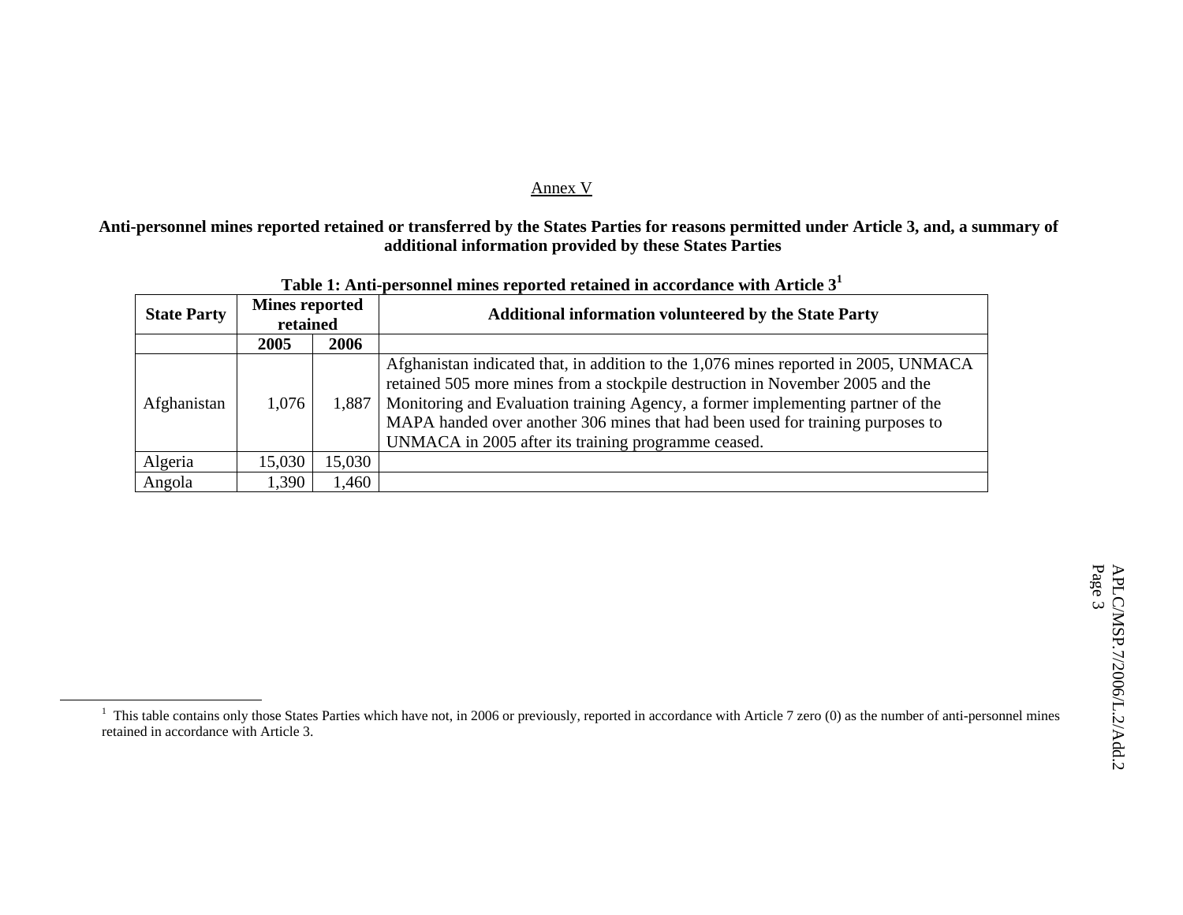Annex V

**Anti-personnel mines reported retained or transferred by the States Parties for reasons permitted under Article 3, and, a summary of additional information provided by these States Parties**

**Table 1: Anti-personnel mines reported retained in accordance with Article 3[1]**

| State Party | Mines reported retained | | Additional information volunteered by the State Party |
|---|---|---|---|
| | 2005 | 2006 | |
| Afghanistan | 1,076 | 1,887 | Afghanistan indicated that, in addition to the 1,076 mines reported in 2005, UNMACA retained 505 more mines from a stockpile destruction in November 2005 and the Monitoring and Evaluation training Agency, a former implementing partner of the MAPA handed over another 306 mines that had been used for training purposes to UNMACA in 2005 after its training programme ceased. |
| Algeria | 15,030 | 15,030 | |
| Angola | 1,390 | 1,460 | |

[1] This table contains only those States Parties which have not, in 2006 or previously, reported in accordance with Article 7 zero (0) as the number of anti-personnel mines retained in accordance with Article 3.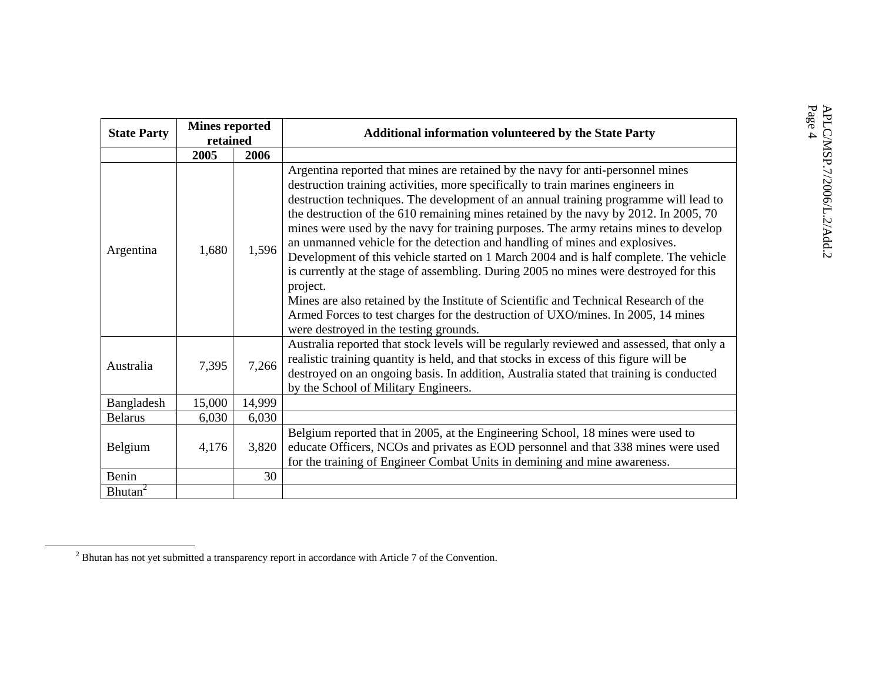| State Party | Mines reported retained | | Additional information volunteered by the State Party |
|---|---|---|---|
| | 2005 | 2006 | |
| Argentina | 1,680 | 1,596 | Argentina reported that mines are retained by the navy for anti-personnel mines destruction training activities, more specifically to train marines engineers in destruction techniques. The development of an annual training programme will lead to the destruction of the 610 remaining mines retained by the navy by 2012. In 2005, 70 mines were used by the navy for training purposes. The army retains mines to develop an unmanned vehicle for the detection and handling of mines and explosives. Development of this vehicle started on 1 March 2004 and is half complete. The vehicle is currently at the stage of assembling. During 2005 no mines were destroyed for this project.<br>Mines are also retained by the Institute of Scientific and Technical Research of the Armed Forces to test charges for the destruction of UXO/mines. In 2005, 14 mines were destroyed in the testing grounds. |
| Australia | 7,395 | 7,266 | Australia reported that stock levels will be regularly reviewed and assessed, that only a realistic training quantity is held, and that stocks in excess of this figure will be destroyed on an ongoing basis. In addition, Australia stated that training is conducted by the School of Military Engineers. |
| Bangladesh | 15,000 | 14,999 | |
| Belarus | 6,030 | 6,030 | |
| Belgium | 4,176 | 3,820 | Belgium reported that in 2005, at the Engineering School, 18 mines were used to educate Officers, NCOs and privates as EOD personnel and that 338 mines were used for the training of Engineer Combat Units in demining and mine awareness. |
| Benin | | 30 | |
| Bhutan[2] | | | |

[2] Bhutan has not yet submitted a transparency report in accordance with Article 7 of the Convention.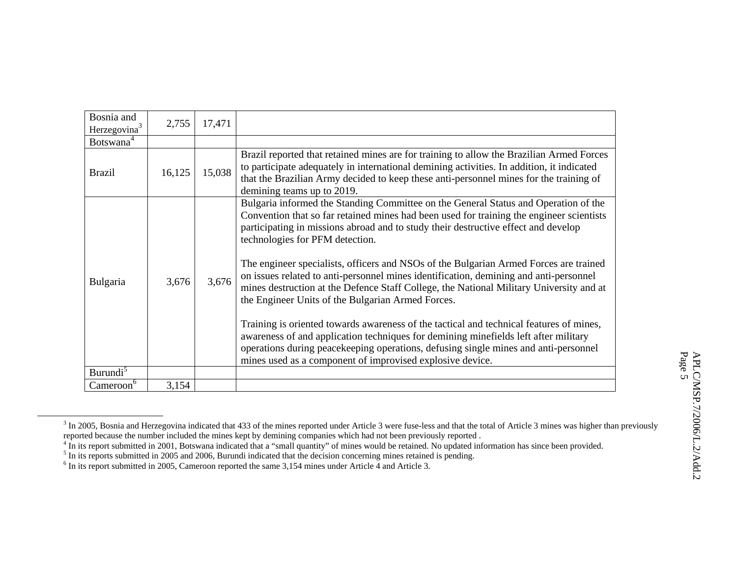| | | | |
|---|---|---|---|
| Bosnia and Herzegovina[3] | 2,755 | 17,471 | |
| Botswana[4] | | | |
| Brazil | 16,125 | 15,038 | Brazil reported that retained mines are for training to allow the Brazilian Armed Forces to participate adequately in international demining activities. In addition, it indicated that the Brazilian Army decided to keep these anti-personnel mines for the training of demining teams up to 2019. |
| Bulgaria | 3,676 | 3,676 | Bulgaria informed the Standing Committee on the General Status and Operation of the Convention that so far retained mines had been used for training the engineer scientists participating in missions abroad and to study their destructive effect and develop technologies for PFM detection.<br><br>The engineer specialists, officers and NSOs of the Bulgarian Armed Forces are trained on issues related to anti-personnel mines identification, demining and anti-personnel mines destruction at the Defence Staff College, the National Military University and at the Engineer Units of the Bulgarian Armed Forces.<br><br>Training is oriented towards awareness of the tactical and technical features of mines, awareness of and application techniques for demining minefields left after military operations during peacekeeping operations, defusing single mines and anti-personnel mines used as a component of improvised explosive device. |
| Burundi[5] | | | |
| Cameroon[6] | 3,154 | | |

[3] In 2005, Bosnia and Herzegovina indicated that 433 of the mines reported under Article 3 were fuse-less and that the total of Article 3 mines was higher than previously reported because the number included the mines kept by demining companies which had not been previously reported .

[4] In its report submitted in 2001, Botswana indicated that a "small quantity" of mines would be retained. No updated information has since been provided.

[5] In its reports submitted in 2005 and 2006, Burundi indicated that the decision concerning mines retained is pending.

[6] In its report submitted in 2005, Cameroon reported the same 3,154 mines under Article 4 and Article 3.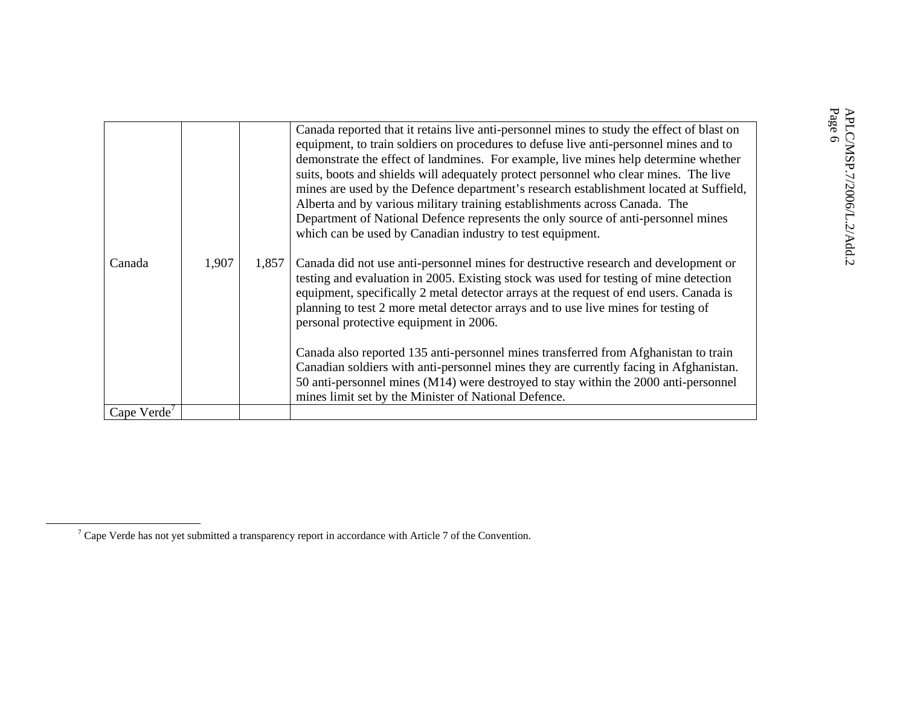| | | | |
|---|---|---|---|
| Canada | 1,907 | 1,857 | Canada reported that it retains live anti-personnel mines to study the effect of blast on equipment, to train soldiers on procedures to defuse live anti-personnel mines and to demonstrate the effect of landmines. For example, live mines help determine whether suits, boots and shields will adequately protect personnel who clear mines. The live mines are used by the Defence department's research establishment located at Suffield, Alberta and by various military training establishments across Canada. The Department of National Defence represents the only source of anti-personnel mines which can be used by Canadian industry to test equipment.<br><br>Canada did not use anti-personnel mines for destructive research and development or testing and evaluation in 2005. Existing stock was used for testing of mine detection equipment, specifically 2 metal detector arrays at the request of end users. Canada is planning to test 2 more metal detector arrays and to use live mines for testing of personal protective equipment in 2006.<br><br>Canada also reported 135 anti-personnel mines transferred from Afghanistan to train Canadian soldiers with anti-personnel mines they are currently facing in Afghanistan. 50 anti-personnel mines (M14) were destroyed to stay within the 2000 anti-personnel mines limit set by the Minister of National Defence. |
| Cape Verde[7] | | | |

[7] Cape Verde has not yet submitted a transparency report in accordance with Article 7 of the Convention.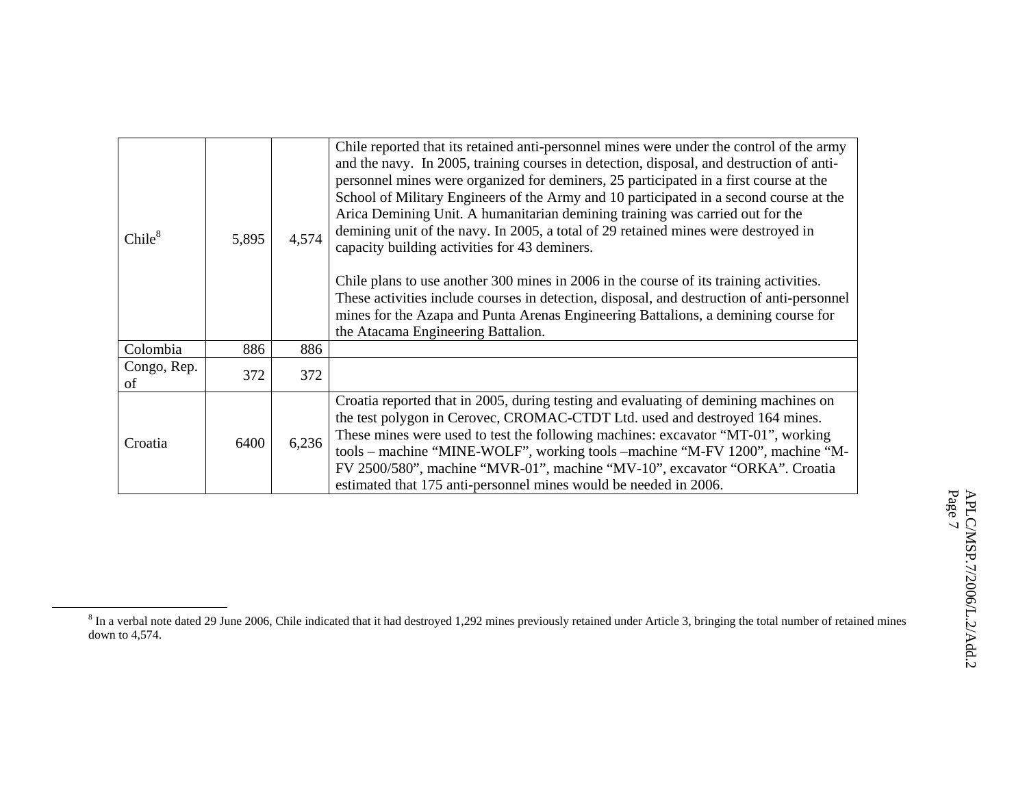| | | | |
|---|---|---|---|
| Chile[8] | 5,895 | 4,574 | Chile reported that its retained anti-personnel mines were under the control of the army and the navy. In 2005, training courses in detection, disposal, and destruction of anti-personnel mines were organized for deminers, 25 participated in a first course at the School of Military Engineers of the Army and 10 participated in a second course at the Arica Demining Unit. A humanitarian demining training was carried out for the demining unit of the navy. In 2005, a total of 29 retained mines were destroyed in capacity building activities for 43 deminers.<br><br>Chile plans to use another 300 mines in 2006 in the course of its training activities. These activities include courses in detection, disposal, and destruction of anti-personnel mines for the Azapa and Punta Arenas Engineering Battalions, a demining course for the Atacama Engineering Battalion. |
| Colombia | 886 | 886 | |
| Congo, Rep. of | 372 | 372 | |
| Croatia | 6400 | 6,236 | Croatia reported that in 2005, during testing and evaluating of demining machines on the test polygon in Cerovec, CROMAC-CTDT Ltd. used and destroyed 164 mines. These mines were used to test the following machines: excavator "MT-01", working tools – machine "MINE-WOLF", working tools –machine "M-FV 1200", machine "M-FV 2500/580", machine "MVR-01", machine "MV-10", excavator "ORKA". Croatia estimated that 175 anti-personnel mines would be needed in 2006. |

[8] In a verbal note dated 29 June 2006, Chile indicated that it had destroyed 1,292 mines previously retained under Article 3, bringing the total number of retained mines down to 4,574.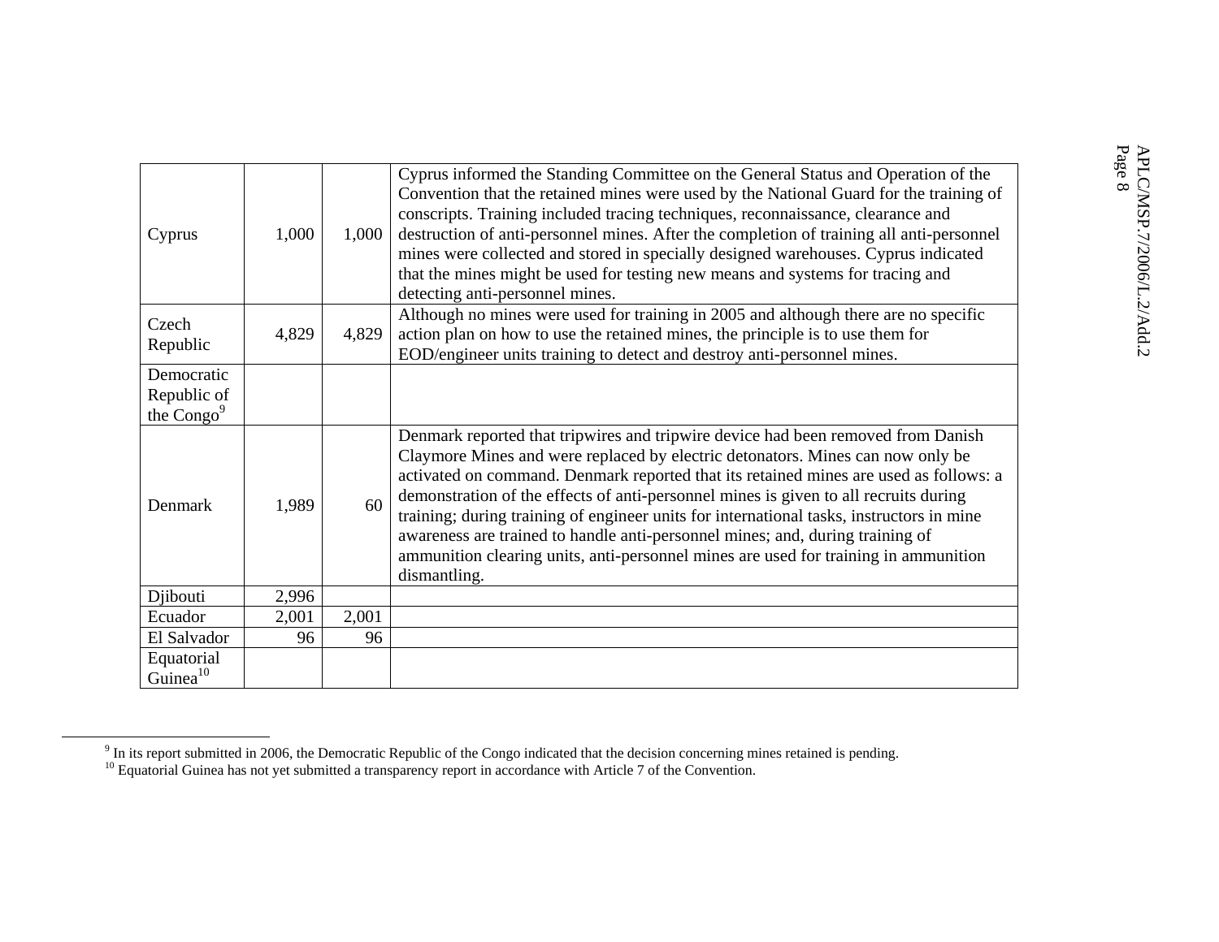| | | | |
|---|---|---|---|
| Cyprus | 1,000 | 1,000 | Cyprus informed the Standing Committee on the General Status and Operation of the Convention that the retained mines were used by the National Guard for the training of conscripts. Training included tracing techniques, reconnaissance, clearance and destruction of anti-personnel mines. After the completion of training all anti-personnel mines were collected and stored in specially designed warehouses. Cyprus indicated that the mines might be used for testing new means and systems for tracing and detecting anti-personnel mines. |
| Czech Republic | 4,829 | 4,829 | Although no mines were used for training in 2005 and although there are no specific action plan on how to use the retained mines, the principle is to use them for EOD/engineer units training to detect and destroy anti-personnel mines. |
| Democratic Republic of the Congo[9] | | | |
| Denmark | 1,989 | 60 | Denmark reported that tripwires and tripwire device had been removed from Danish Claymore Mines and were replaced by electric detonators. Mines can now only be activated on command. Denmark reported that its retained mines are used as follows: a demonstration of the effects of anti-personnel mines is given to all recruits during training; during training of engineer units for international tasks, instructors in mine awareness are trained to handle anti-personnel mines; and, during training of ammunition clearing units, anti-personnel mines are used for training in ammunition dismantling. |
| Djibouti | 2,996 | | |
| Ecuador | 2,001 | 2,001 | |
| El Salvador | 96 | 96 | |
| Equatorial Guinea[10] | | | |

[9] In its report submitted in 2006, the Democratic Republic of the Congo indicated that the decision concerning mines retained is pending.

[10] Equatorial Guinea has not yet submitted a transparency report in accordance with Article 7 of the Convention.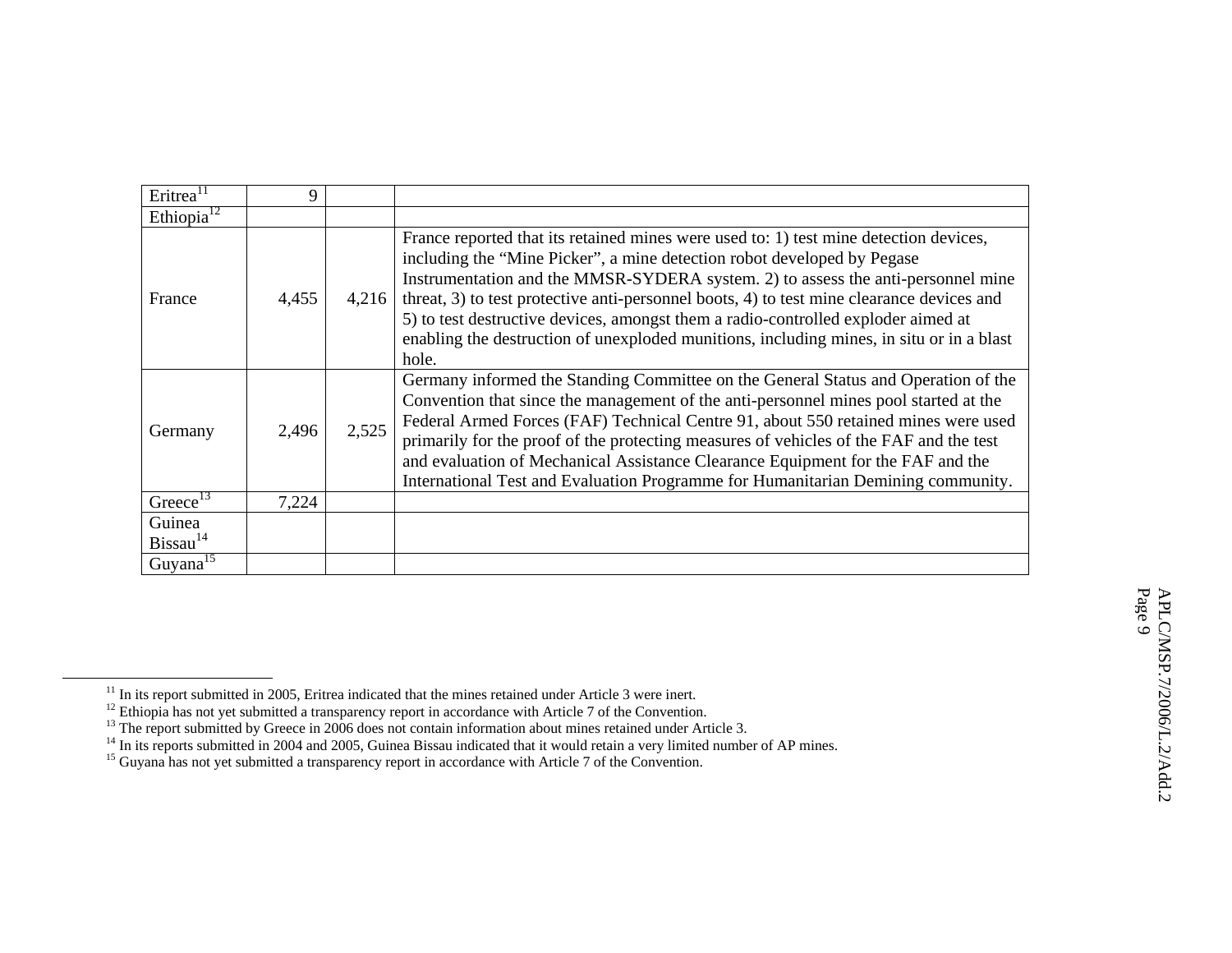| | | | |
|---|---|---|---|
| Eritrea[11] | 9 | | |
| Ethiopia[12] | | | |
| France | 4,455 | 4,216 | France reported that its retained mines were used to: 1) test mine detection devices, including the "Mine Picker", a mine detection robot developed by Pegase Instrumentation and the MMSR-SYDERA system. 2) to assess the anti-personnel mine threat, 3) to test protective anti-personnel boots, 4) to test mine clearance devices and 5) to test destructive devices, amongst them a radio-controlled exploder aimed at enabling the destruction of unexploded munitions, including mines, in situ or in a blast hole. |
| Germany | 2,496 | 2,525 | Germany informed the Standing Committee on the General Status and Operation of the Convention that since the management of the anti-personnel mines pool started at the Federal Armed Forces (FAF) Technical Centre 91, about 550 retained mines were used primarily for the proof of the protecting measures of vehicles of the FAF and the test and evaluation of Mechanical Assistance Clearance Equipment for the FAF and the International Test and Evaluation Programme for Humanitarian Demining community. |
| Greece[13] | 7,224 | | |
| Guinea Bissau[14] | | | |
| Guyana[15] | | | |

[11] In its report submitted in 2005, Eritrea indicated that the mines retained under Article 3 were inert.
[12] Ethiopia has not yet submitted a transparency report in accordance with Article 7 of the Convention.
[13] The report submitted by Greece in 2006 does not contain information about mines retained under Article 3.
[14] In its reports submitted in 2004 and 2005, Guinea Bissau indicated that it would retain a very limited number of AP mines.
[15] Guyana has not yet submitted a transparency report in accordance with Article 7 of the Convention.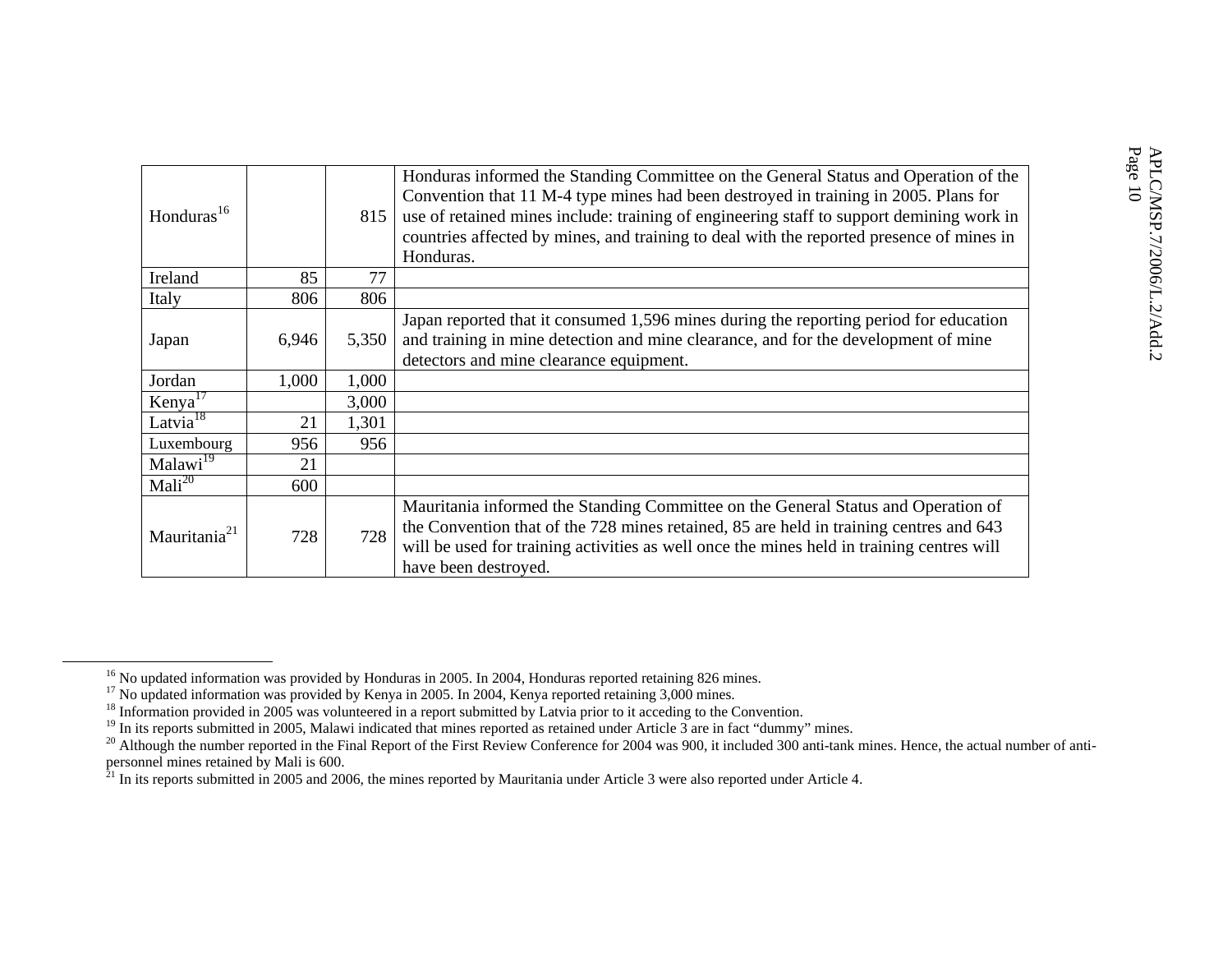| | | | |
|---|---|---|---|
| Honduras[16] | | 815 | Honduras informed the Standing Committee on the General Status and Operation of the Convention that 11 M-4 type mines had been destroyed in training in 2005. Plans for use of retained mines include: training of engineering staff to support demining work in countries affected by mines, and training to deal with the reported presence of mines in Honduras. |
| Ireland | 85 | 77 | |
| Italy | 806 | 806 | |
| Japan | 6,946 | 5,350 | Japan reported that it consumed 1,596 mines during the reporting period for education and training in mine detection and mine clearance, and for the development of mine detectors and mine clearance equipment. |
| Jordan | 1,000 | 1,000 | |
| Kenya[17] | | 3,000 | |
| Latvia[18] | 21 | 1,301 | |
| Luxembourg | 956 | 956 | |
| Malawi[19] | 21 | | |
| Mali[20] | 600 | | |
| Mauritania[21] | 728 | 728 | Mauritania informed the Standing Committee on the General Status and Operation of the Convention that of the 728 mines retained, 85 are held in training centres and 643 will be used for training activities as well once the mines held in training centres will have been destroyed. |

[16] No updated information was provided by Honduras in 2005. In 2004, Honduras reported retaining 826 mines.

[17] No updated information was provided by Kenya in 2005. In 2004, Kenya reported retaining 3,000 mines.

[18] Information provided in 2005 was volunteered in a report submitted by Latvia prior to it acceding to the Convention.

[19] In its reports submitted in 2005, Malawi indicated that mines reported as retained under Article 3 are in fact "dummy" mines.

[20] Although the number reported in the Final Report of the First Review Conference for 2004 was 900, it included 300 anti-tank mines. Hence, the actual number of anti-personnel mines retained by Mali is 600.

[21] In its reports submitted in 2005 and 2006, the mines reported by Mauritania under Article 3 were also reported under Article 4.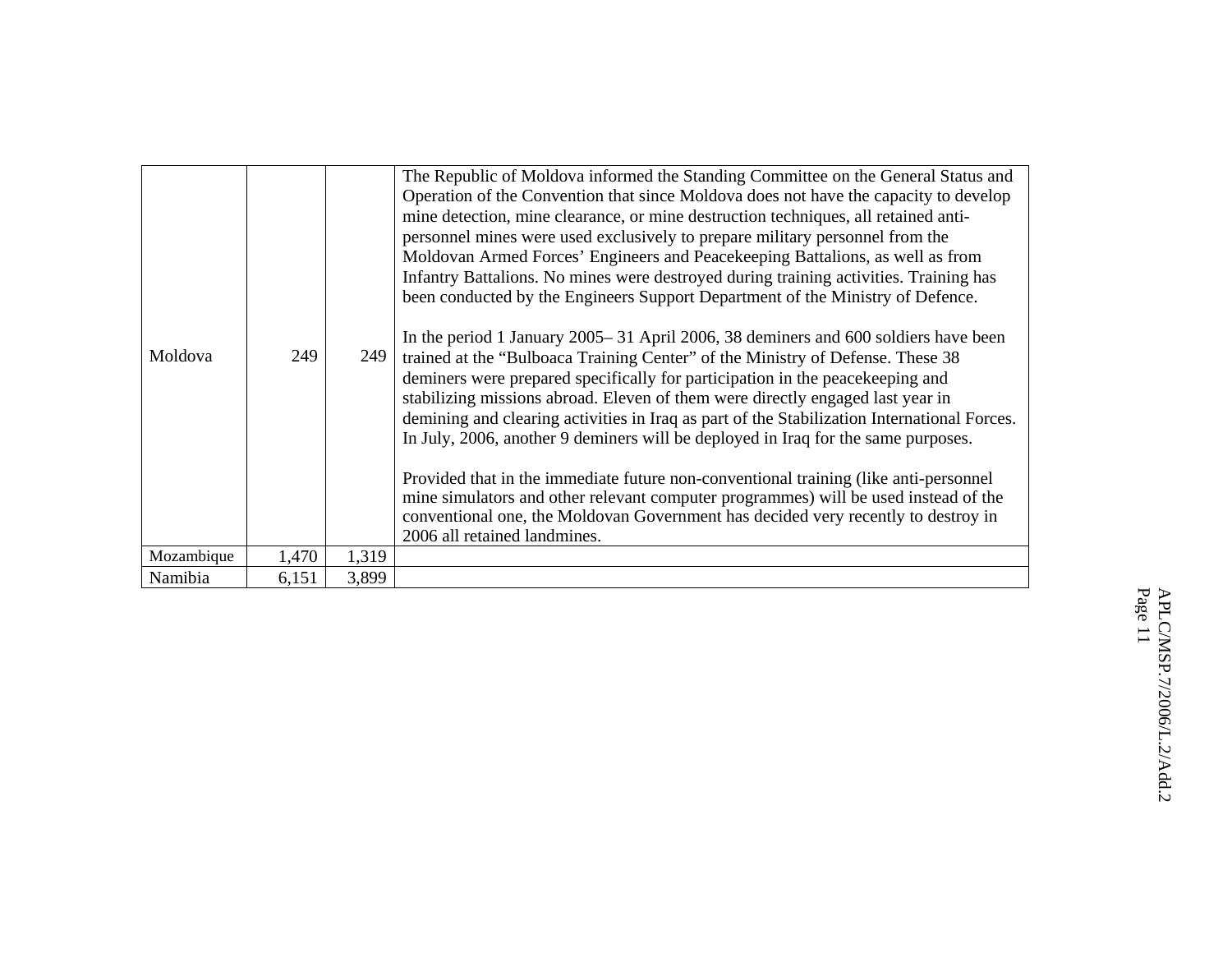| | | | |
|---|---|---|---|
| Moldova | 249 | 249 | The Republic of Moldova informed the Standing Committee on the General Status and Operation of the Convention that since Moldova does not have the capacity to develop mine detection, mine clearance, or mine destruction techniques, all retained anti-personnel mines were used exclusively to prepare military personnel from the Moldovan Armed Forces' Engineers and Peacekeeping Battalions, as well as from Infantry Battalions. No mines were destroyed during training activities. Training has been conducted by the Engineers Support Department of the Ministry of Defence.<br><br>In the period 1 January 2005– 31 April 2006, 38 deminers and 600 soldiers have been trained at the "Bulboaca Training Center" of the Ministry of Defense. These 38 deminers were prepared specifically for participation in the peacekeeping and stabilizing missions abroad. Eleven of them were directly engaged last year in demining and clearing activities in Iraq as part of the Stabilization International Forces. In July, 2006, another 9 deminers will be deployed in Iraq for the same purposes.<br><br>Provided that in the immediate future non-conventional training (like anti-personnel mine simulators and other relevant computer programmes) will be used instead of the conventional one, the Moldovan Government has decided very recently to destroy in 2006 all retained landmines. |
| Mozambique | 1,470 | 1,319 | |
| Namibia | 6,151 | 3,899 | |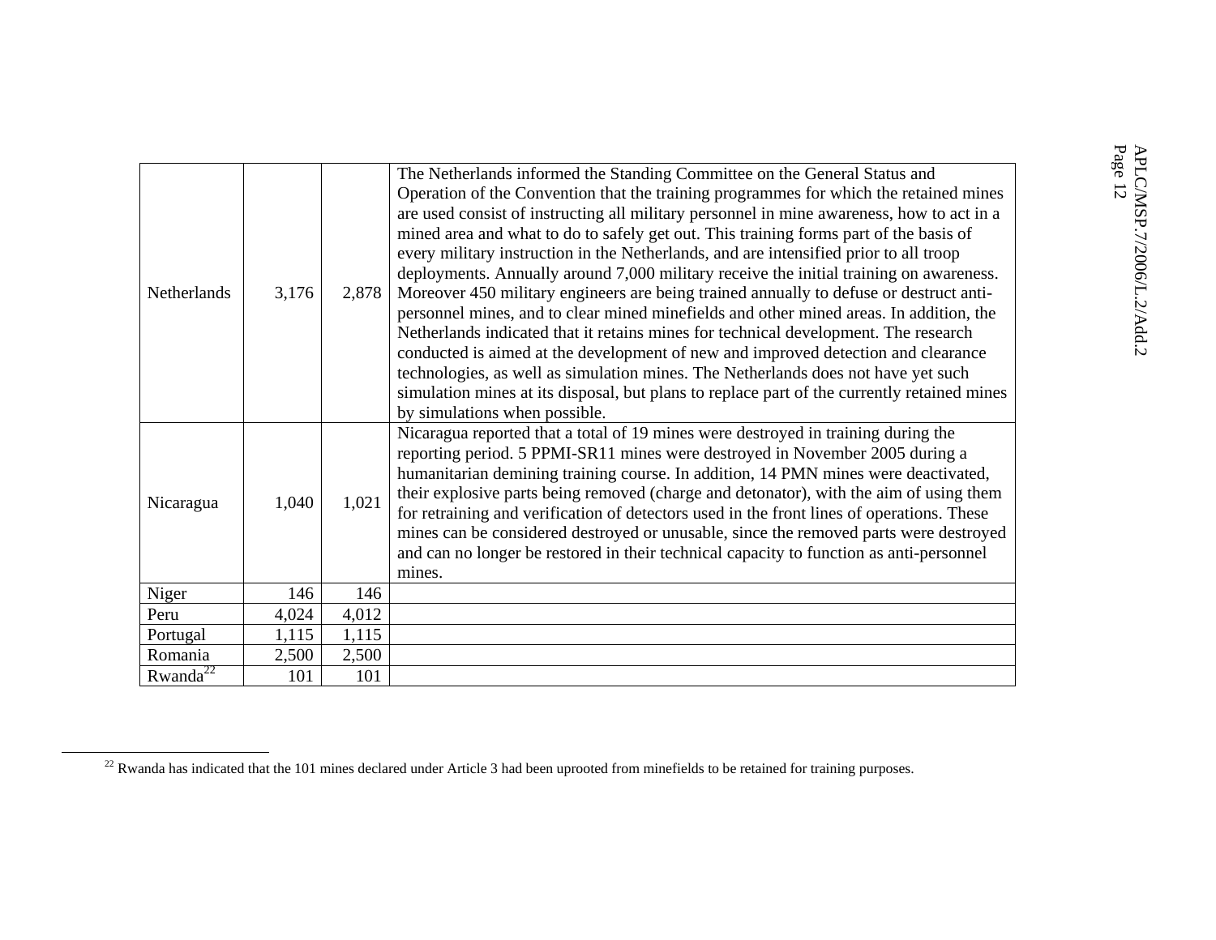| | | | |
|---|---|---|---|
| Netherlands | 3,176 | 2,878 | The Netherlands informed the Standing Committee on the General Status and Operation of the Convention that the training programmes for which the retained mines are used consist of instructing all military personnel in mine awareness, how to act in a mined area and what to do to safely get out. This training forms part of the basis of every military instruction in the Netherlands, and are intensified prior to all troop deployments. Annually around 7,000 military receive the initial training on awareness. Moreover 450 military engineers are being trained annually to defuse or destruct anti-personnel mines, and to clear mined minefields and other mined areas. In addition, the Netherlands indicated that it retains mines for technical development. The research conducted is aimed at the development of new and improved detection and clearance technologies, as well as simulation mines. The Netherlands does not have yet such simulation mines at its disposal, but plans to replace part of the currently retained mines by simulations when possible. |
| Nicaragua | 1,040 | 1,021 | Nicaragua reported that a total of 19 mines were destroyed in training during the reporting period. 5 PPMI-SR11 mines were destroyed in November 2005 during a humanitarian demining training course. In addition, 14 PMN mines were deactivated, their explosive parts being removed (charge and detonator), with the aim of using them for retraining and verification of detectors used in the front lines of operations. These mines can be considered destroyed or unusable, since the removed parts were destroyed and can no longer be restored in their technical capacity to function as anti-personnel mines. |
| Niger | 146 | 146 | |
| Peru | 4,024 | 4,012 | |
| Portugal | 1,115 | 1,115 | |
| Romania | 2,500 | 2,500 | |
| Rwanda[22] | 101 | 101 | |

[22] Rwanda has indicated that the 101 mines declared under Article 3 had been uprooted from minefields to be retained for training purposes.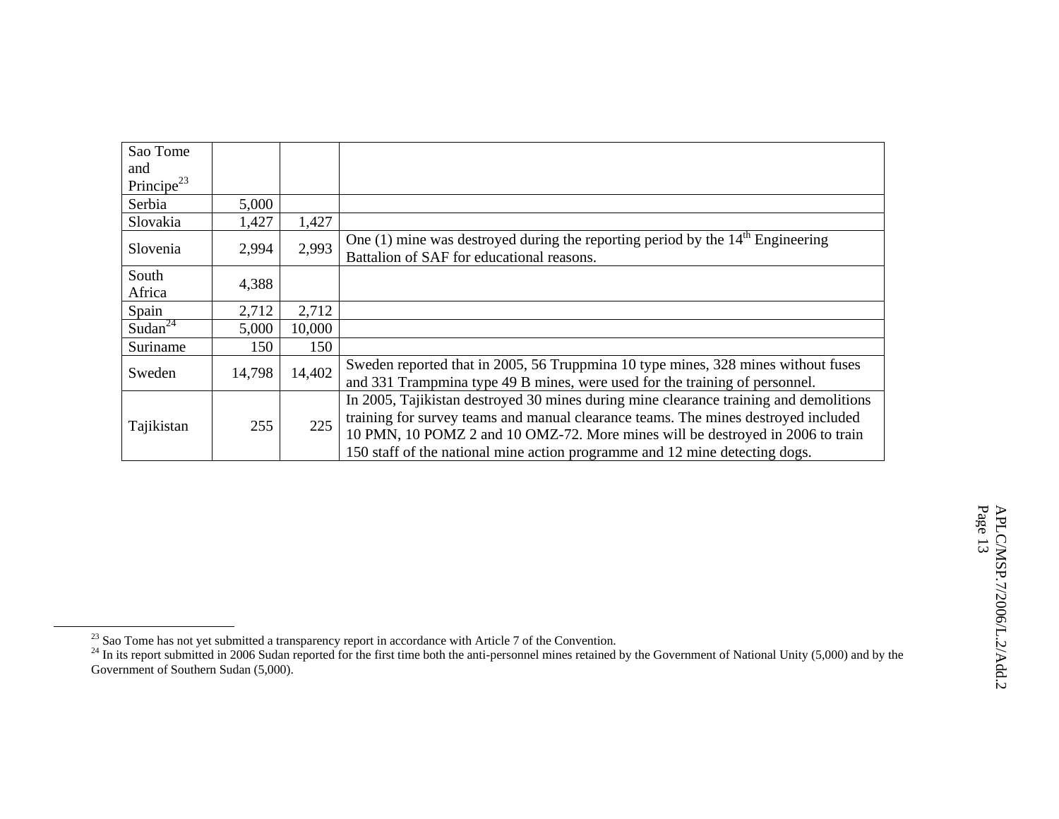| | | | |
|---|---|---|---|
| Sao Tome and Principe[23] | | | |
| Serbia | 5,000 | | |
| Slovakia | 1,427 | 1,427 | |
| Slovenia | 2,994 | 2,993 | One (1) mine was destroyed during the reporting period by the 14th Engineering Battalion of SAF for educational reasons. |
| South Africa | 4,388 | | |
| Spain | 2,712 | 2,712 | |
| Sudan[24] | 5,000 | 10,000 | |
| Suriname | 150 | 150 | |
| Sweden | 14,798 | 14,402 | Sweden reported that in 2005, 56 Truppmina 10 type mines, 328 mines without fuses and 331 Trampmina type 49 B mines, were used for the training of personnel. |
| Tajikistan | 255 | 225 | In 2005, Tajikistan destroyed 30 mines during mine clearance training and demolitions training for survey teams and manual clearance teams. The mines destroyed included 10 PMN, 10 POMZ 2 and 10 OMZ-72. More mines will be destroyed in 2006 to train 150 staff of the national mine action programme and 12 mine detecting dogs. |

[23] Sao Tome has not yet submitted a transparency report in accordance with Article 7 of the Convention.

[24] In its report submitted in 2006 Sudan reported for the first time both the anti-personnel mines retained by the Government of National Unity (5,000) and by the Government of Southern Sudan (5,000).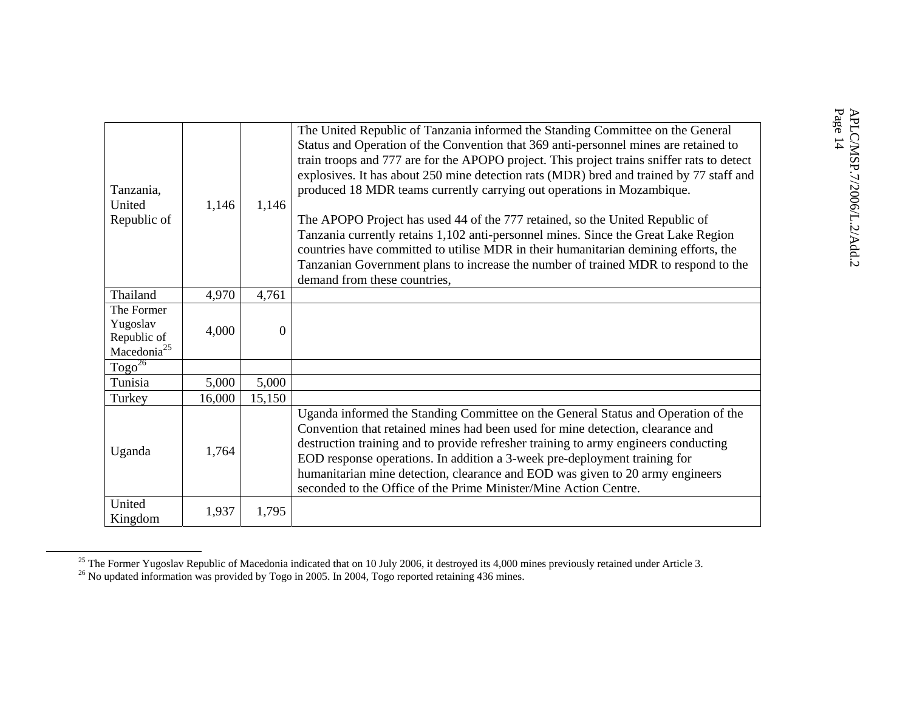| | | | |
|---|---|---|---|
| Tanzania, United Republic of | 1,146 | 1,146 | The United Republic of Tanzania informed the Standing Committee on the General Status and Operation of the Convention that 369 anti-personnel mines are retained to train troops and 777 are for the APOPO project. This project trains sniffer rats to detect explosives. It has about 250 mine detection rats (MDR) bred and trained by 77 staff and produced 18 MDR teams currently carrying out operations in Mozambique.<br><br>The APOPO Project has used 44 of the 777 retained, so the United Republic of Tanzania currently retains 1,102 anti-personnel mines. Since the Great Lake Region countries have committed to utilise MDR in their humanitarian demining efforts, the Tanzanian Government plans to increase the number of trained MDR to respond to the demand from these countries, |
| Thailand | 4,970 | 4,761 | |
| The Former Yugoslav Republic of Macedonia[25] | 4,000 | 0 | |
| Togo[26] | | | |
| Tunisia | 5,000 | 5,000 | |
| Turkey | 16,000 | 15,150 | |
| Uganda | 1,764 | | Uganda informed the Standing Committee on the General Status and Operation of the Convention that retained mines had been used for mine detection, clearance and destruction training and to provide refresher training to army engineers conducting EOD response operations. In addition a 3-week pre-deployment training for humanitarian mine detection, clearance and EOD was given to 20 army engineers seconded to the Office of the Prime Minister/Mine Action Centre. |
| United Kingdom | 1,937 | 1,795 | |

[25] The Former Yugoslav Republic of Macedonia indicated that on 10 July 2006, it destroyed its 4,000 mines previously retained under Article 3.

[26] No updated information was provided by Togo in 2005. In 2004, Togo reported retaining 436 mines.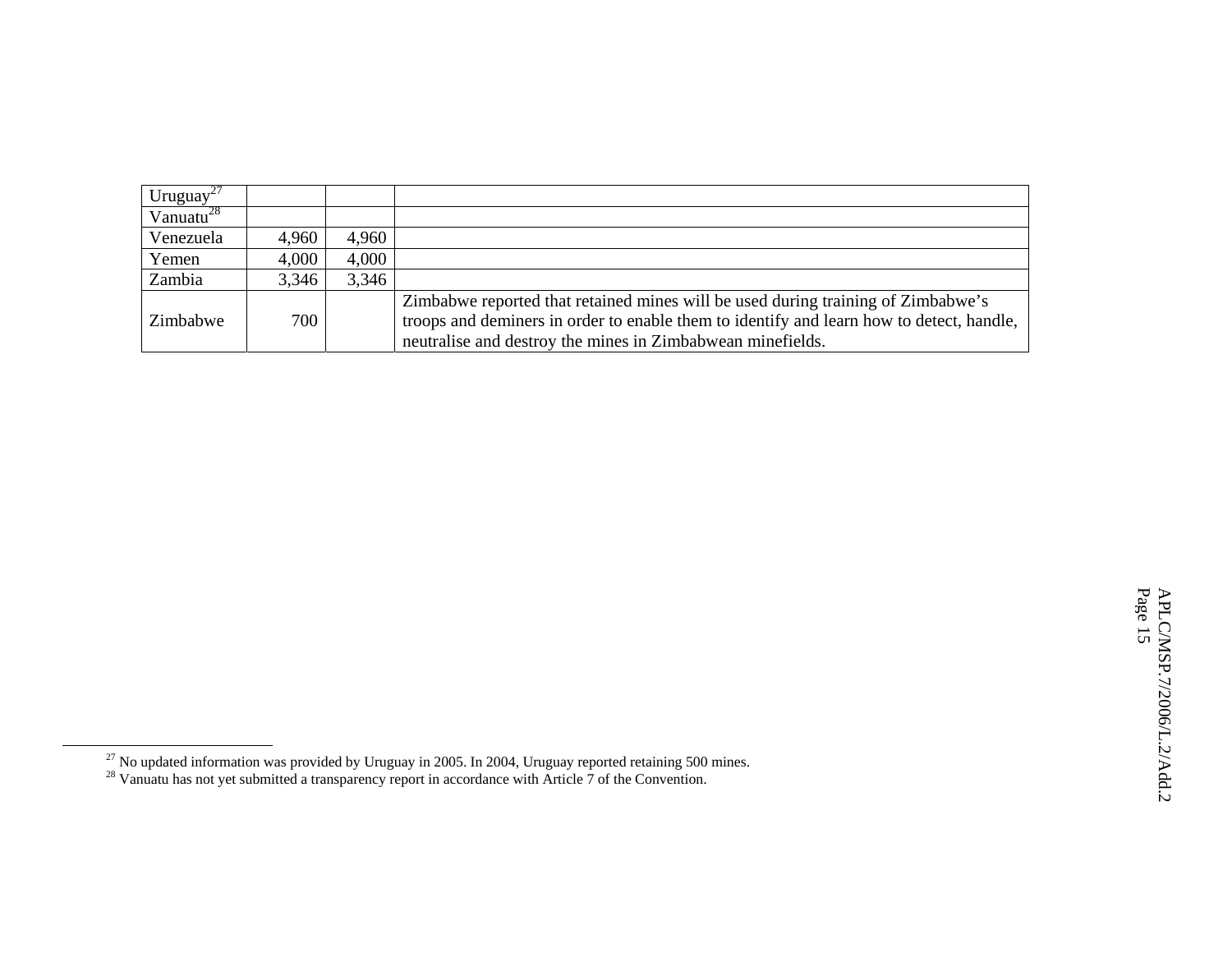| | | | |
|---|---|---|---|
| Uruguay[27] | | | |
| Vanuatu[28] | | | |
| Venezuela | 4,960 | 4,960 | |
| Yemen | 4,000 | 4,000 | |
| Zambia | 3,346 | 3,346 | |
| Zimbabwe | 700 | | Zimbabwe reported that retained mines will be used during training of Zimbabwe's troops and deminers in order to enable them to identify and learn how to detect, handle, neutralise and destroy the mines in Zimbabwean minefields. |

[27] No updated information was provided by Uruguay in 2005. In 2004, Uruguay reported retaining 500 mines.

[28] Vanuatu has not yet submitted a transparency report in accordance with Article 7 of the Convention.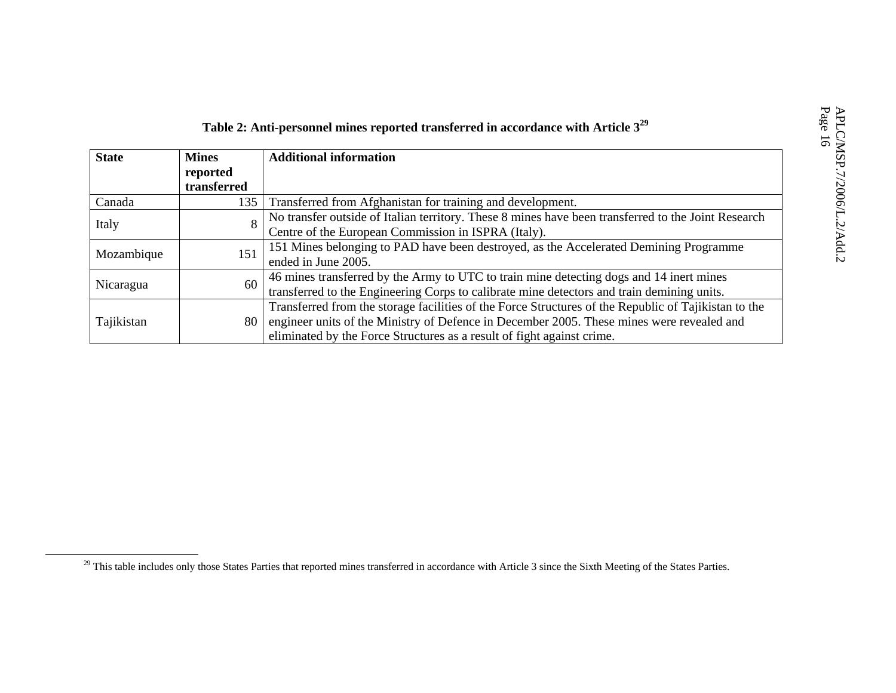**Table 2: Anti-personnel mines reported transferred in accordance with Article 3[29]**

| State | Mines reported transferred | Additional information |
|---|---|---|
| Canada | 135 | Transferred from Afghanistan for training and development. |
| Italy | 8 | No transfer outside of Italian territory. These 8 mines have been transferred to the Joint Research Centre of the European Commission in ISPRA (Italy). |
| Mozambique | 151 | 151 Mines belonging to PAD have been destroyed, as the Accelerated Demining Programme ended in June 2005. |
| Nicaragua | 60 | 46 mines transferred by the Army to UTC to train mine detecting dogs and 14 inert mines transferred to the Engineering Corps to calibrate mine detectors and train demining units. |
| Tajikistan | 80 | Transferred from the storage facilities of the Force Structures of the Republic of Tajikistan to the engineer units of the Ministry of Defence in December 2005. These mines were revealed and eliminated by the Force Structures as a result of fight against crime. |

[29] This table includes only those States Parties that reported mines transferred in accordance with Article 3 since the Sixth Meeting of the States Parties.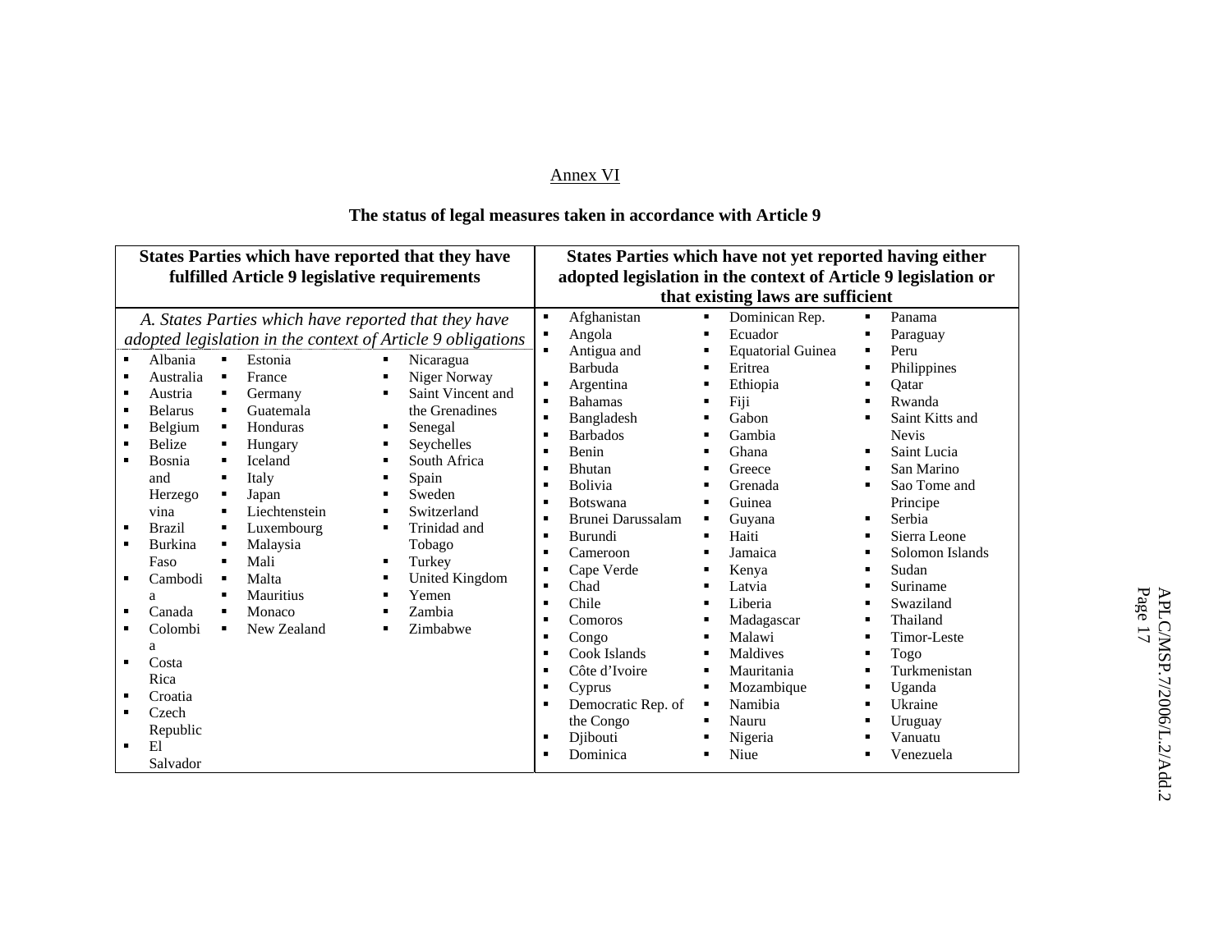Annex VI

**The status of legal measures taken in accordance with Article 9**

| **States Parties which have reported that they have fulfilled Article 9 legislative requirements** | **States Parties which have not yet reported having either adopted legislation in the context of Article 9 legislation or that existing laws are sufficient** |
|---|---|
| *A. States Parties which have reported that they have adopted legislation in the context of Article 9 obligations*<br>▪ Albania<br>▪ Australia<br>▪ Austria<br>▪ Belarus<br>▪ Belgium<br>▪ Belize<br>▪ Bosnia and Herzegovina<br>▪ Brazil<br>▪ Burkina Faso<br>▪ Cambodia<br>▪ Canada<br>▪ Colombia<br>▪ Costa Rica<br>▪ Croatia<br>▪ Czech Republic<br>▪ El Salvador<br>▪ Estonia<br>▪ France<br>▪ Germany<br>▪ Guatemala<br>▪ Honduras<br>▪ Hungary<br>▪ Iceland<br>▪ Italy<br>▪ Japan<br>▪ Liechtenstein<br>▪ Luxembourg<br>▪ Malaysia<br>▪ Mali<br>▪ Malta<br>▪ Mauritius<br>▪ Monaco<br>▪ New Zealand<br>▪ Nicaragua<br>▪ Niger Norway<br>▪ Saint Vincent and the Grenadines<br>▪ Senegal<br>▪ Seychelles<br>▪ South Africa<br>▪ Spain<br>▪ Sweden<br>▪ Switzerland<br>▪ Trinidad and Tobago<br>▪ Turkey<br>▪ United Kingdom<br>▪ Yemen<br>▪ Zambia<br>▪ Zimbabwe | ▪ Afghanistan<br>▪ Angola<br>▪ Antigua and Barbuda<br>▪ Argentina<br>▪ Bahamas<br>▪ Bangladesh<br>▪ Barbados<br>▪ Benin<br>▪ Bhutan<br>▪ Bolivia<br>▪ Botswana<br>▪ Brunei Darussalam<br>▪ Burundi<br>▪ Cameroon<br>▪ Cape Verde<br>▪ Chad<br>▪ Chile<br>▪ Comoros<br>▪ Congo<br>▪ Cook Islands<br>▪ Côte d'Ivoire<br>▪ Cyprus<br>▪ Democratic Rep. of the Congo<br>▪ Djibouti<br>▪ Dominica<br>▪ Dominican Rep.<br>▪ Ecuador<br>▪ Equatorial Guinea<br>▪ Eritrea<br>▪ Ethiopia<br>▪ Fiji<br>▪ Gabon<br>▪ Gambia<br>▪ Ghana<br>▪ Greece<br>▪ Grenada<br>▪ Guinea<br>▪ Guyana<br>▪ Haiti<br>▪ Jamaica<br>▪ Kenya<br>▪ Latvia<br>▪ Liberia<br>▪ Madagascar<br>▪ Malawi<br>▪ Maldives<br>▪ Mauritania<br>▪ Mozambique<br>▪ Namibia<br>▪ Nauru<br>▪ Nigeria<br>▪ Niue<br>▪ Panama<br>▪ Paraguay<br>▪ Peru<br>▪ Philippines<br>▪ Qatar<br>▪ Rwanda<br>▪ Saint Kitts and Nevis<br>▪ Saint Lucia<br>▪ San Marino<br>▪ Sao Tome and Principe<br>▪ Serbia<br>▪ Sierra Leone<br>▪ Solomon Islands<br>▪ Sudan<br>▪ Suriname<br>▪ Swaziland<br>▪ Thailand<br>▪ Timor-Leste<br>▪ Togo<br>▪ Turkmenistan<br>▪ Uganda<br>▪ Ukraine<br>▪ Uruguay<br>▪ Vanuatu<br>▪ Venezuela |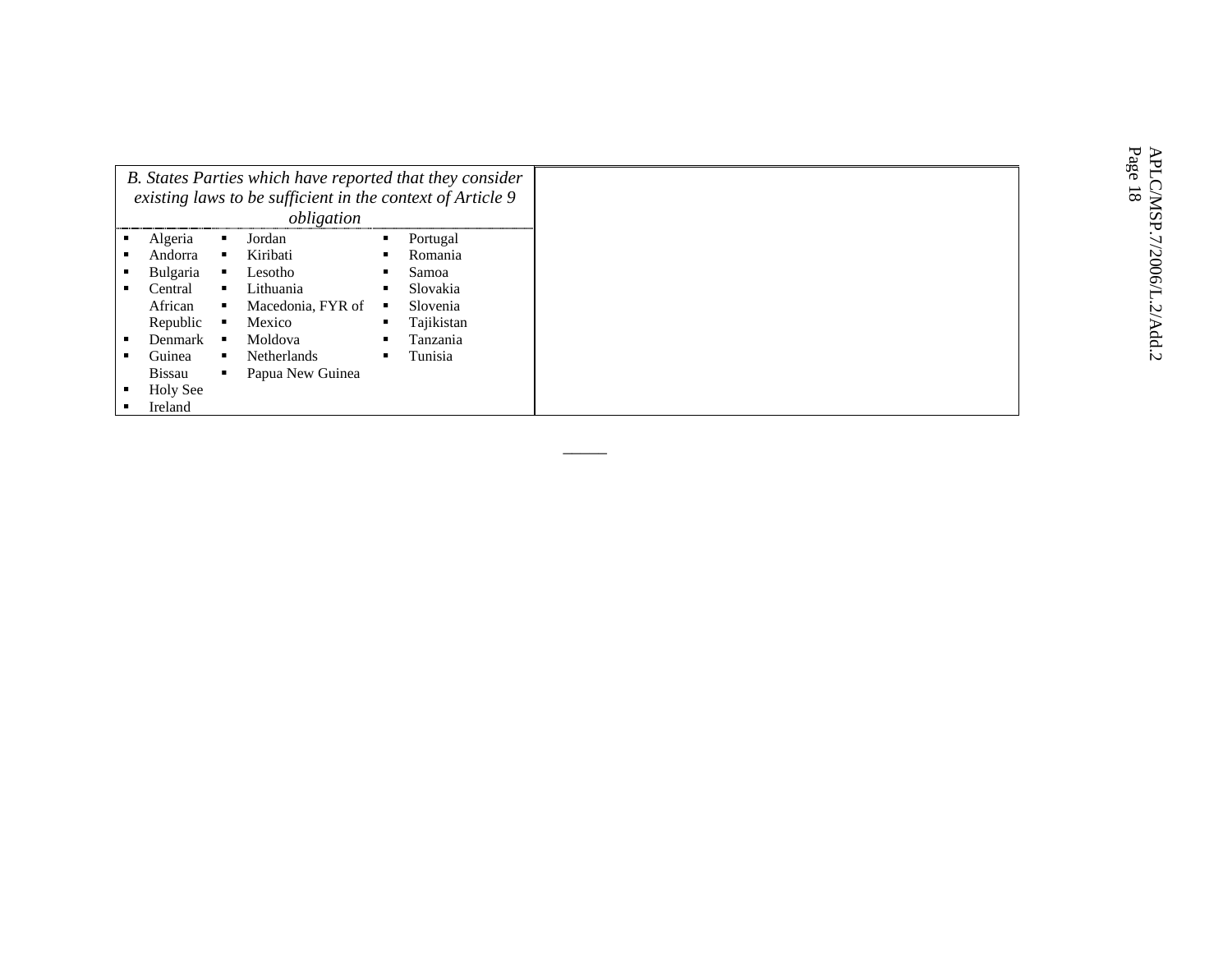| *B. States Parties which have reported that they consider existing laws to be sufficient in the context of Article 9 obligation* | | | |
|---|---|---|---|
| ▪ Algeria<br>▪ Andorra<br>▪ Bulgaria<br>▪ Central African Republic<br>▪ Denmark<br>▪ Guinea Bissau<br>▪ Holy See<br>▪ Ireland | ▪ Jordan<br>▪ Kiribati<br>▪ Lesotho<br>▪ Lithuania<br>▪ Macedonia, FYR of<br>▪ Mexico<br>▪ Moldova<br>▪ Netherlands<br>▪ Papua New Guinea | ▪ Portugal<br>▪ Romania<br>▪ Samoa<br>▪ Slovakia<br>▪ Slovenia<br>▪ Tajikistan<br>▪ Tanzania<br>▪ Tunisia | |

_____